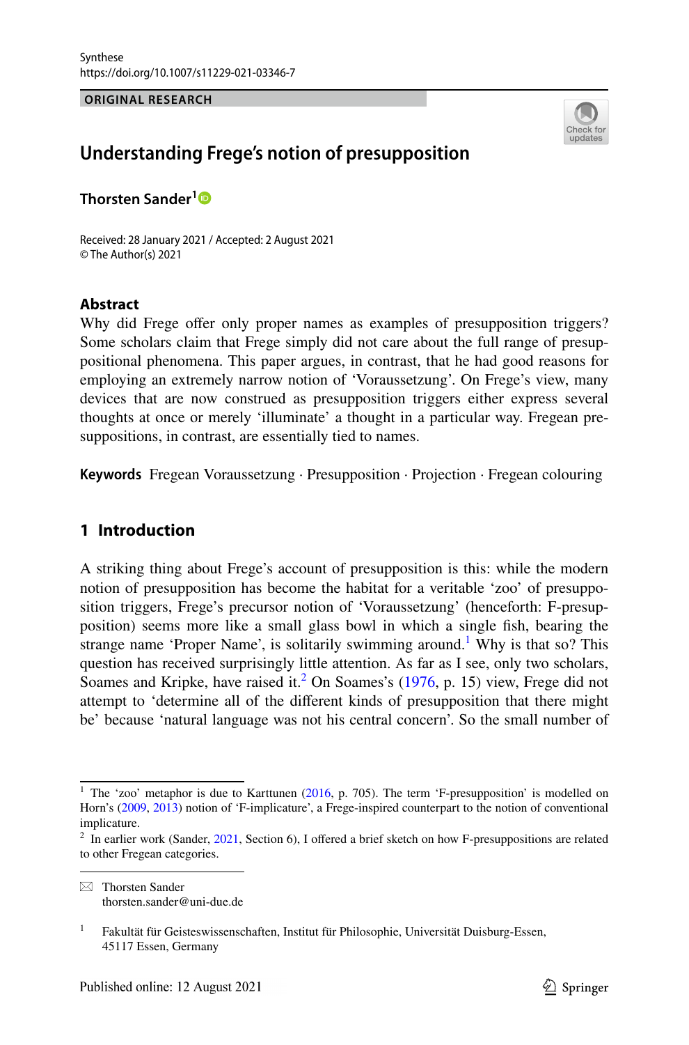Synthese
https://doi.org/10.1007/s11229-021-03346-7

ORIGINAL RESEARCH

# Understanding Frege's notion of presupposition

**Thorsten Sander**[1]

Received: 28 January 2021 / Accepted: 2 August 2021
© The Author(s) 2021

## Abstract

Why did Frege offer only proper names as examples of presupposition triggers? Some scholars claim that Frege simply did not care about the full range of presuppositional phenomena. This paper argues, in contrast, that he had good reasons for employing an extremely narrow notion of 'Voraussetzung'. On Frege's view, many devices that are now construed as presupposition triggers either express several thoughts at once or merely 'illuminate' a thought in a particular way. Fregean presuppositions, in contrast, are essentially tied to names.

**Keywords** Fregean Voraussetzung · Presupposition · Projection · Fregean colouring

## 1 Introduction

A striking thing about Frege's account of presupposition is this: while the modern notion of presupposition has become the habitat for a veritable 'zoo' of presupposition triggers, Frege's precursor notion of 'Voraussetzung' (henceforth: F-presupposition) seems more like a small glass bowl in which a single fish, bearing the strange name 'Proper Name', is solitarily swimming around.[1] Why is that so? This question has received surprisingly little attention. As far as I see, only two scholars, Soames and Kripke, have raised it.[2] On Soames's (1976, p. 15) view, Frege did not attempt to 'determine all of the different kinds of presupposition that there might be' because 'natural language was not his central concern'. So the small number of

[1] The 'zoo' metaphor is due to Karttunen (2016, p. 705). The term 'F-presupposition' is modelled on Horn's (2009, 2013) notion of 'F-implicature', a Frege-inspired counterpart to the notion of conventional implicature.

[2] In earlier work (Sander, 2021, Section 6), I offered a brief sketch on how F-presuppositions are related to other Fregean categories.

✉ Thorsten Sander
thorsten.sander@uni-due.de

[1] Fakultät für Geisteswissenschaften, Institut für Philosophie, Universität Duisburg-Essen, 45117 Essen, Germany

Published online: 12 August 2021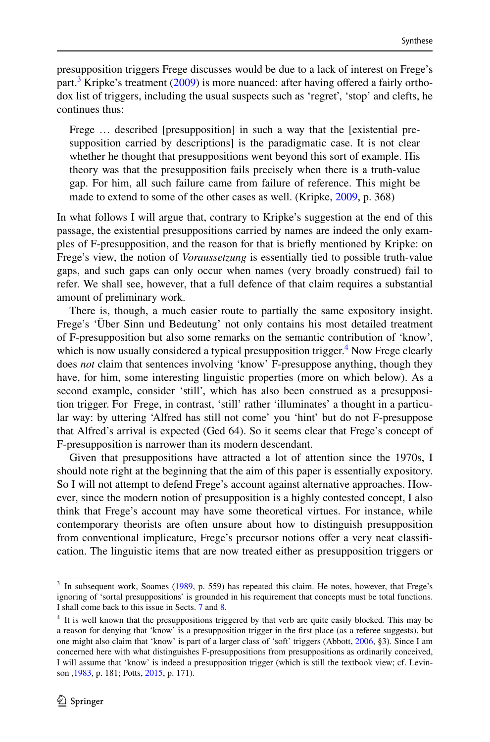presupposition triggers Frege discusses would be due to a lack of interest on Frege's part.[3] Kripke's treatment (2009) is more nuanced: after having offered a fairly orthodox list of triggers, including the usual suspects such as 'regret', 'stop' and clefts, he continues thus:

> Frege … described [presupposition] in such a way that the [existential presupposition carried by descriptions] is the paradigmatic case. It is not clear whether he thought that presuppositions went beyond this sort of example. His theory was that the presupposition fails precisely when there is a truth-value gap. For him, all such failure came from failure of reference. This might be made to extend to some of the other cases as well. (Kripke, 2009, p. 368)

In what follows I will argue that, contrary to Kripke's suggestion at the end of this passage, the existential presuppositions carried by names are indeed the only examples of F-presupposition, and the reason for that is briefly mentioned by Kripke: on Frege's view, the notion of *Voraussetzung* is essentially tied to possible truth-value gaps, and such gaps can only occur when names (very broadly construed) fail to refer. We shall see, however, that a full defence of that claim requires a substantial amount of preliminary work.

There is, though, a much easier route to partially the same expository insight. Frege's 'Über Sinn und Bedeutung' not only contains his most detailed treatment of F-presupposition but also some remarks on the semantic contribution of 'know', which is now usually considered a typical presupposition trigger.[4] Now Frege clearly does *not* claim that sentences involving 'know' F-presuppose anything, though they have, for him, some interesting linguistic properties (more on which below). As a second example, consider 'still', which has also been construed as a presupposition trigger. For Frege, in contrast, 'still' rather 'illuminates' a thought in a particular way: by uttering 'Alfred has still not come' you 'hint' but do not F-presuppose that Alfred's arrival is expected (Ged 64). So it seems clear that Frege's concept of F-presupposition is narrower than its modern descendant.

Given that presuppositions have attracted a lot of attention since the 1970s, I should note right at the beginning that the aim of this paper is essentially expository. So I will not attempt to defend Frege's account against alternative approaches. However, since the modern notion of presupposition is a highly contested concept, I also think that Frege's account may have some theoretical virtues. For instance, while contemporary theorists are often unsure about how to distinguish presupposition from conventional implicature, Frege's precursor notions offer a very neat classification. The linguistic items that are now treated either as presupposition triggers or

---

[3] In subsequent work, Soames (1989, p. 559) has repeated this claim. He notes, however, that Frege's ignoring of 'sortal presuppositions' is grounded in his requirement that concepts must be total functions. I shall come back to this issue in Sects. 7 and 8.

[4] It is well known that the presuppositions triggered by that verb are quite easily blocked. This may be a reason for denying that 'know' is a presupposition trigger in the first place (as a referee suggests), but one might also claim that 'know' is part of a larger class of 'soft' triggers (Abbott, 2006, §3). Since I am concerned here with what distinguishes F-presuppositions from presuppositions as ordinarily conceived, I will assume that 'know' is indeed a presupposition trigger (which is still the textbook view; cf. Levinson ,1983, p. 181; Potts, 2015, p. 171).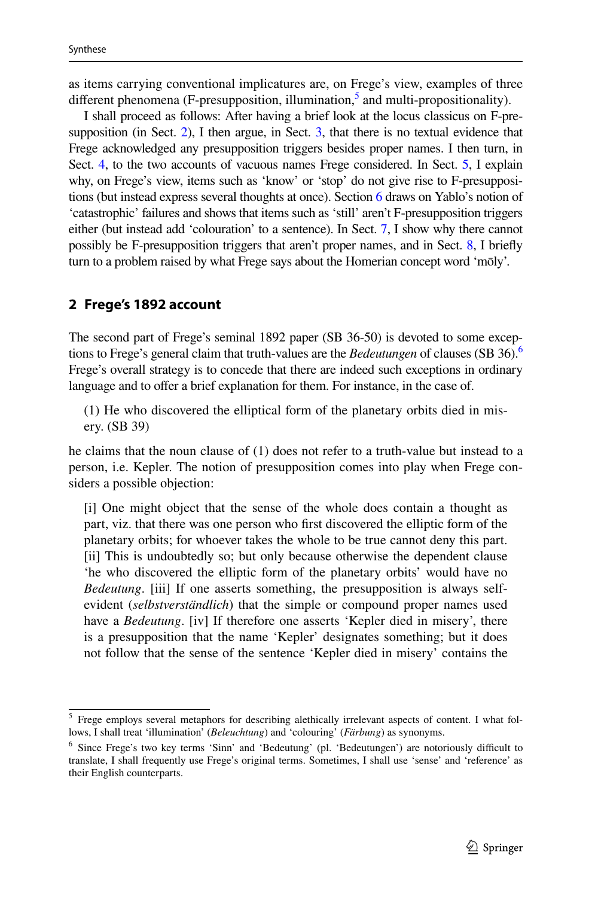as items carrying conventional implicatures are, on Frege's view, examples of three different phenomena (F-presupposition, illumination,[5] and multi-propositionality).

I shall proceed as follows: After having a brief look at the locus classicus on F-presupposition (in Sect. 2), I then argue, in Sect. 3, that there is no textual evidence that Frege acknowledged any presupposition triggers besides proper names. I then turn, in Sect. 4, to the two accounts of vacuous names Frege considered. In Sect. 5, I explain why, on Frege's view, items such as 'know' or 'stop' do not give rise to F-presuppositions (but instead express several thoughts at once). Section 6 draws on Yablo's notion of 'catastrophic' failures and shows that items such as 'still' aren't F-presupposition triggers either (but instead add 'colouration' to a sentence). In Sect. 7, I show why there cannot possibly be F-presupposition triggers that aren't proper names, and in Sect. 8, I briefly turn to a problem raised by what Frege says about the Homerian concept word 'mōly'.

## 2 Frege's 1892 account

The second part of Frege's seminal 1892 paper (SB 36-50) is devoted to some exceptions to Frege's general claim that truth-values are the *Bedeutungen* of clauses (SB 36).[6] Frege's overall strategy is to concede that there are indeed such exceptions in ordinary language and to offer a brief explanation for them. For instance, in the case of.

> (1) He who discovered the elliptical form of the planetary orbits died in misery. (SB 39)

he claims that the noun clause of (1) does not refer to a truth-value but instead to a person, i.e. Kepler. The notion of presupposition comes into play when Frege considers a possible objection:

> [i] One might object that the sense of the whole does contain a thought as part, viz. that there was one person who first discovered the elliptic form of the planetary orbits; for whoever takes the whole to be true cannot deny this part. [ii] This is undoubtedly so; but only because otherwise the dependent clause 'he who discovered the elliptic form of the planetary orbits' would have no *Bedeutung*. [iii] If one asserts something, the presupposition is always self-evident (*selbstverständlich*) that the simple or compound proper names used have a *Bedeutung*. [iv] If therefore one asserts 'Kepler died in misery', there is a presupposition that the name 'Kepler' designates something; but it does not follow that the sense of the sentence 'Kepler died in misery' contains the

---

[5] Frege employs several metaphors for describing alethically irrelevant aspects of content. I what follows, I shall treat 'illumination' (*Beleuchtung*) and 'colouring' (*Färbung*) as synonyms.

[6] Since Frege's two key terms 'Sinn' and 'Bedeutung' (pl. 'Bedeutungen') are notoriously difficult to translate, I shall frequently use Frege's original terms. Sometimes, I shall use 'sense' and 'reference' as their English counterparts.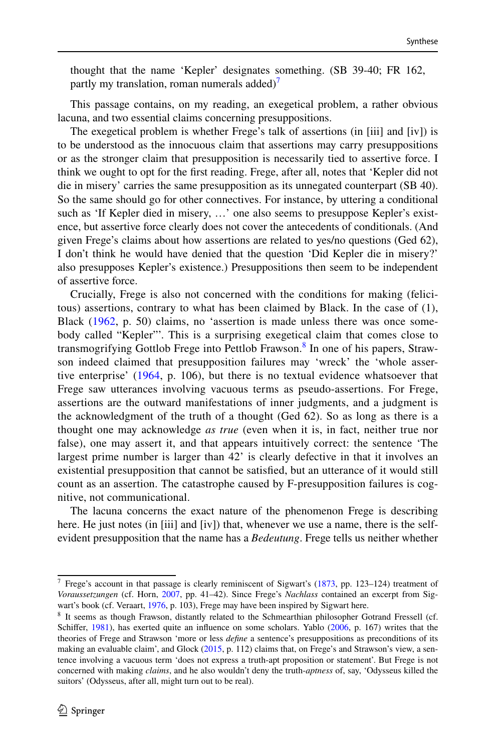thought that the name 'Kepler' designates something. (SB 39-40; FR 162, partly my translation, roman numerals added)[7]

This passage contains, on my reading, an exegetical problem, a rather obvious lacuna, and two essential claims concerning presuppositions.

The exegetical problem is whether Frege's talk of assertions (in [iii] and [iv]) is to be understood as the innocuous claim that assertions may carry presuppositions or as the stronger claim that presupposition is necessarily tied to assertive force. I think we ought to opt for the first reading. Frege, after all, notes that 'Kepler did not die in misery' carries the same presupposition as its unnegated counterpart (SB 40). So the same should go for other connectives. For instance, by uttering a conditional such as 'If Kepler died in misery, …' one also seems to presuppose Kepler's existence, but assertive force clearly does not cover the antecedents of conditionals. (And given Frege's claims about how assertions are related to yes/no questions (Ged 62), I don't think he would have denied that the question 'Did Kepler die in misery?' also presupposes Kepler's existence.) Presuppositions then seem to be independent of assertive force.

Crucially, Frege is also not concerned with the conditions for making (felicitous) assertions, contrary to what has been claimed by Black. In the case of (1), Black (1962, p. 50) claims, no 'assertion is made unless there was once somebody called "Kepler"'. This is a surprising exegetical claim that comes close to transmogrifying Gottlob Frege into Pettlob Frawson.[8] In one of his papers, Strawson indeed claimed that presupposition failures may 'wreck' the 'whole assertive enterprise' (1964, p. 106), but there is no textual evidence whatsoever that Frege saw utterances involving vacuous terms as pseudo-assertions. For Frege, assertions are the outward manifestations of inner judgments, and a judgment is the acknowledgment of the truth of a thought (Ged 62). So as long as there is a thought one may acknowledge *as true* (even when it is, in fact, neither true nor false), one may assert it, and that appears intuitively correct: the sentence 'The largest prime number is larger than 42' is clearly defective in that it involves an existential presupposition that cannot be satisfied, but an utterance of it would still count as an assertion. The catastrophe caused by F-presupposition failures is cognitive, not communicational.

The lacuna concerns the exact nature of the phenomenon Frege is describing here. He just notes (in [iii] and [iv]) that, whenever we use a name, there is the self-evident presupposition that the name has a *Bedeutung*. Frege tells us neither whether

---

[7] Frege's account in that passage is clearly reminiscent of Sigwart's (1873, pp. 123–124) treatment of *Voraussetzungen* (cf. Horn, 2007, pp. 41–42). Since Frege's *Nachlass* contained an excerpt from Sigwart's book (cf. Veraart, 1976, p. 103), Frege may have been inspired by Sigwart here.

[8] It seems as though Frawson, distantly related to the Schmearthian philosopher Gotrand Fressell (cf. Schiffer, 1981), has exerted quite an influence on some scholars. Yablo (2006, p. 167) writes that the theories of Frege and Strawson 'more or less *define* a sentence's presuppositions as preconditions of its making an evaluable claim', and Glock (2015, p. 112) claims that, on Frege's and Strawson's view, a sentence involving a vacuous term 'does not express a truth-apt proposition or statement'. But Frege is not concerned with making *claims*, and he also wouldn't deny the truth-*aptness* of, say, 'Odysseus killed the suitors' (Odysseus, after all, might turn out to be real).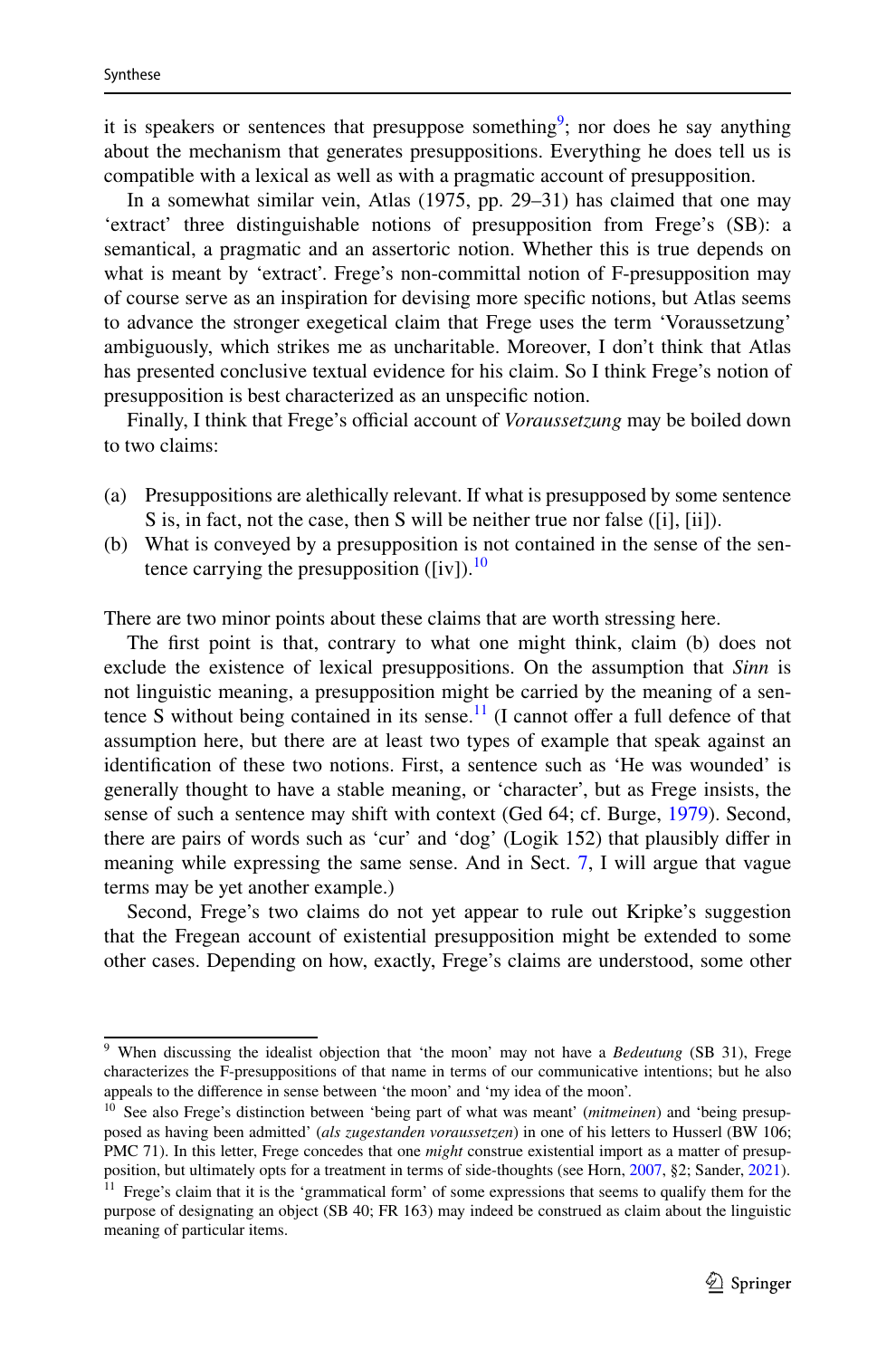it is speakers or sentences that presuppose something[9]; nor does he say anything about the mechanism that generates presuppositions. Everything he does tell us is compatible with a lexical as well as with a pragmatic account of presupposition.

In a somewhat similar vein, Atlas (1975, pp. 29–31) has claimed that one may 'extract' three distinguishable notions of presupposition from Frege's (SB): a semantical, a pragmatic and an assertoric notion. Whether this is true depends on what is meant by 'extract'. Frege's non-committal notion of F-presupposition may of course serve as an inspiration for devising more specific notions, but Atlas seems to advance the stronger exegetical claim that Frege uses the term 'Voraussetzung' ambiguously, which strikes me as uncharitable. Moreover, I don't think that Atlas has presented conclusive textual evidence for his claim. So I think Frege's notion of presupposition is best characterized as an unspecific notion.

Finally, I think that Frege's official account of *Voraussetzung* may be boiled down to two claims:

(a) Presuppositions are alethically relevant. If what is presupposed by some sentence S is, in fact, not the case, then S will be neither true nor false ([i], [ii]).
(b) What is conveyed by a presupposition is not contained in the sense of the sentence carrying the presupposition ([iv]).[10]

There are two minor points about these claims that are worth stressing here.

The first point is that, contrary to what one might think, claim (b) does not exclude the existence of lexical presuppositions. On the assumption that *Sinn* is not linguistic meaning, a presupposition might be carried by the meaning of a sentence S without being contained in its sense.[11] (I cannot offer a full defence of that assumption here, but there are at least two types of example that speak against an identification of these two notions. First, a sentence such as 'He was wounded' is generally thought to have a stable meaning, or 'character', but as Frege insists, the sense of such a sentence may shift with context (Ged 64; cf. Burge, 1979). Second, there are pairs of words such as 'cur' and 'dog' (Logik 152) that plausibly differ in meaning while expressing the same sense. And in Sect. 7, I will argue that vague terms may be yet another example.)

Second, Frege's two claims do not yet appear to rule out Kripke's suggestion that the Fregean account of existential presupposition might be extended to some other cases. Depending on how, exactly, Frege's claims are understood, some other

---

[9] When discussing the idealist objection that 'the moon' may not have a *Bedeutung* (SB 31), Frege characterizes the F-presuppositions of that name in terms of our communicative intentions; but he also appeals to the difference in sense between 'the moon' and 'my idea of the moon'.

[10] See also Frege's distinction between 'being part of what was meant' (*mitmeinen*) and 'being presupposed as having been admitted' (*als zugestanden voraussetzen*) in one of his letters to Husserl (BW 106; PMC 71). In this letter, Frege concedes that one *might* construe existential import as a matter of presupposition, but ultimately opts for a treatment in terms of side-thoughts (see Horn, 2007, §2; Sander, 2021).

[11] Frege's claim that it is the 'grammatical form' of some expressions that seems to qualify them for the purpose of designating an object (SB 40; FR 163) may indeed be construed as claim about the linguistic meaning of particular items.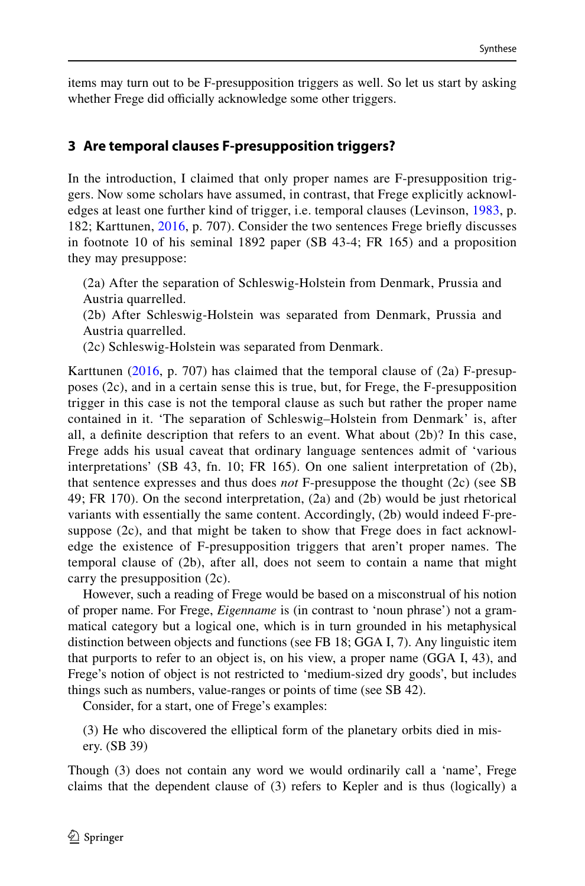items may turn out to be F-presupposition triggers as well. So let us start by asking whether Frege did officially acknowledge some other triggers.

## 3 Are temporal clauses F-presupposition triggers?

In the introduction, I claimed that only proper names are F-presupposition triggers. Now some scholars have assumed, in contrast, that Frege explicitly acknowledges at least one further kind of trigger, i.e. temporal clauses (Levinson, 1983, p. 182; Karttunen, 2016, p. 707). Consider the two sentences Frege briefly discusses in footnote 10 of his seminal 1892 paper (SB 43-4; FR 165) and a proposition they may presuppose:

(2a) After the separation of Schleswig-Holstein from Denmark, Prussia and Austria quarrelled.
(2b) After Schleswig-Holstein was separated from Denmark, Prussia and Austria quarrelled.
(2c) Schleswig-Holstein was separated from Denmark.

Karttunen (2016, p. 707) has claimed that the temporal clause of (2a) F-presupposes (2c), and in a certain sense this is true, but, for Frege, the F-presupposition trigger in this case is not the temporal clause as such but rather the proper name contained in it. 'The separation of Schleswig–Holstein from Denmark' is, after all, a definite description that refers to an event. What about (2b)? In this case, Frege adds his usual caveat that ordinary language sentences admit of 'various interpretations' (SB 43, fn. 10; FR 165). On one salient interpretation of (2b), that sentence expresses and thus does *not* F-presuppose the thought (2c) (see SB 49; FR 170). On the second interpretation, (2a) and (2b) would be just rhetorical variants with essentially the same content. Accordingly, (2b) would indeed F-presuppose (2c), and that might be taken to show that Frege does in fact acknowledge the existence of F-presupposition triggers that aren't proper names. The temporal clause of (2b), after all, does not seem to contain a name that might carry the presupposition (2c).

However, such a reading of Frege would be based on a misconstrual of his notion of proper name. For Frege, *Eigenname* is (in contrast to 'noun phrase') not a grammatical category but a logical one, which is in turn grounded in his metaphysical distinction between objects and functions (see FB 18; GGA I, 7). Any linguistic item that purports to refer to an object is, on his view, a proper name (GGA I, 43), and Frege's notion of object is not restricted to 'medium-sized dry goods', but includes things such as numbers, value-ranges or points of time (see SB 42).

Consider, for a start, one of Frege's examples:

(3) He who discovered the elliptical form of the planetary orbits died in misery. (SB 39)

Though (3) does not contain any word we would ordinarily call a 'name', Frege claims that the dependent clause of (3) refers to Kepler and is thus (logically) a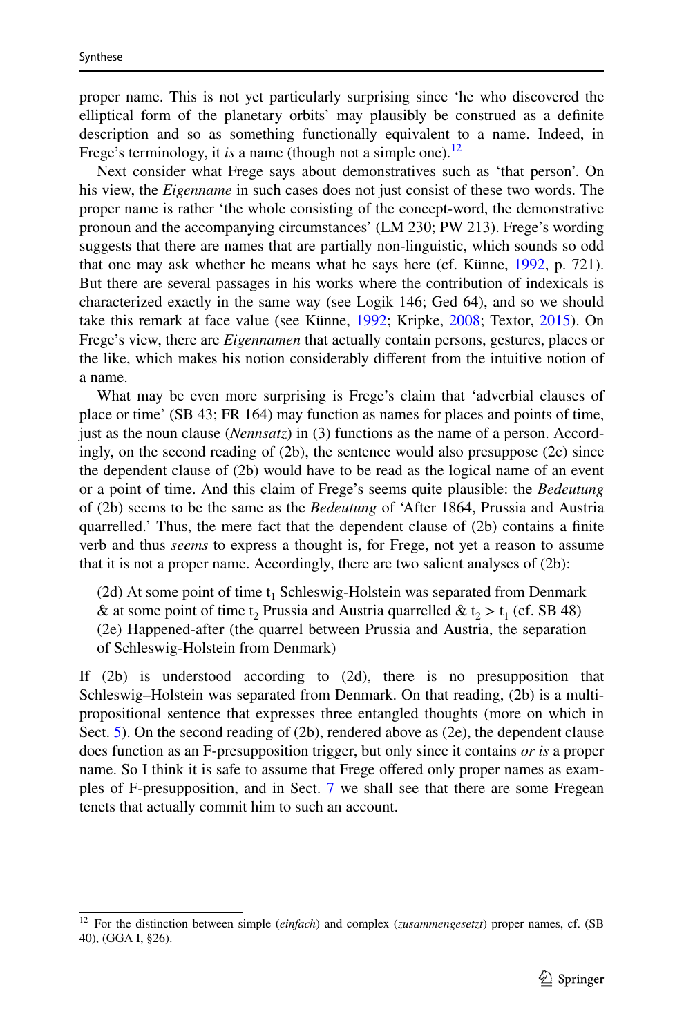proper name. This is not yet particularly surprising since 'he who discovered the elliptical form of the planetary orbits' may plausibly be construed as a definite description and so as something functionally equivalent to a name. Indeed, in Frege's terminology, it *is* a name (though not a simple one).[12]

Next consider what Frege says about demonstratives such as 'that person'. On his view, the *Eigenname* in such cases does not just consist of these two words. The proper name is rather 'the whole consisting of the concept-word, the demonstrative pronoun and the accompanying circumstances' (LM 230; PW 213). Frege's wording suggests that there are names that are partially non-linguistic, which sounds so odd that one may ask whether he means what he says here (cf. Künne, 1992, p. 721). But there are several passages in his works where the contribution of indexicals is characterized exactly in the same way (see Logik 146; Ged 64), and so we should take this remark at face value (see Künne, 1992; Kripke, 2008; Textor, 2015). On Frege's view, there are *Eigennamen* that actually contain persons, gestures, places or the like, which makes his notion considerably different from the intuitive notion of a name.

What may be even more surprising is Frege's claim that 'adverbial clauses of place or time' (SB 43; FR 164) may function as names for places and points of time, just as the noun clause (*Nennsatz*) in (3) functions as the name of a person. Accordingly, on the second reading of (2b), the sentence would also presuppose (2c) since the dependent clause of (2b) would have to be read as the logical name of an event or a point of time. And this claim of Frege's seems quite plausible: the *Bedeutung* of (2b) seems to be the same as the *Bedeutung* of 'After 1864, Prussia and Austria quarrelled.' Thus, the mere fact that the dependent clause of (2b) contains a finite verb and thus *seems* to express a thought is, for Frege, not yet a reason to assume that it is not a proper name. Accordingly, there are two salient analyses of (2b):

(2d) At some point of time $t_1$ Schleswig-Holstein was separated from Denmark & at some point of time $t_2$ Prussia and Austria quarrelled & $t_2 > t_1$ (cf. SB 48)
(2e) Happened-after (the quarrel between Prussia and Austria, the separation of Schleswig-Holstein from Denmark)

If (2b) is understood according to (2d), there is no presupposition that Schleswig–Holstein was separated from Denmark. On that reading, (2b) is a multi-propositional sentence that expresses three entangled thoughts (more on which in Sect. 5). On the second reading of (2b), rendered above as (2e), the dependent clause does function as an F-presupposition trigger, but only since it contains *or is* a proper name. So I think it is safe to assume that Frege offered only proper names as examples of F-presupposition, and in Sect. 7 we shall see that there are some Fregean tenets that actually commit him to such an account.

[12] For the distinction between simple (*einfach*) and complex (*zusammengesetzt*) proper names, cf. (SB 40), (GGA I, §26).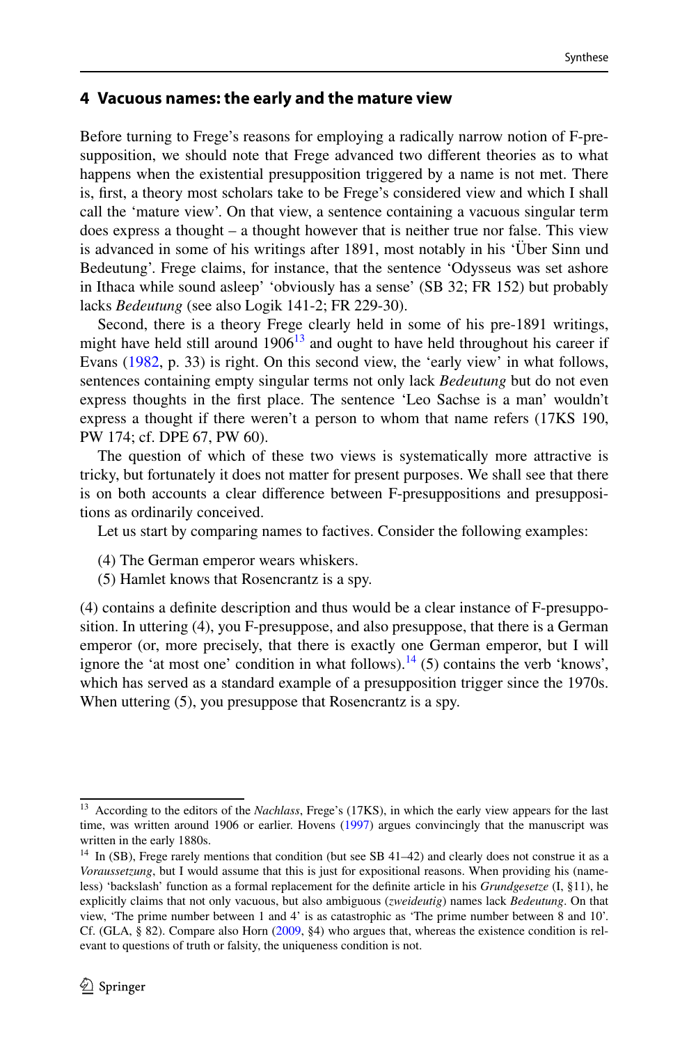## 4 Vacuous names: the early and the mature view

Before turning to Frege's reasons for employing a radically narrow notion of F-presupposition, we should note that Frege advanced two different theories as to what happens when the existential presupposition triggered by a name is not met. There is, first, a theory most scholars take to be Frege's considered view and which I shall call the 'mature view'. On that view, a sentence containing a vacuous singular term does express a thought – a thought however that is neither true nor false. This view is advanced in some of his writings after 1891, most notably in his 'Über Sinn und Bedeutung'. Frege claims, for instance, that the sentence 'Odysseus was set ashore in Ithaca while sound asleep' 'obviously has a sense' (SB 32; FR 152) but probably lacks *Bedeutung* (see also Logik 141-2; FR 229-30).

Second, there is a theory Frege clearly held in some of his pre-1891 writings, might have held still around 1906[13] and ought to have held throughout his career if Evans (1982, p. 33) is right. On this second view, the 'early view' in what follows, sentences containing empty singular terms not only lack *Bedeutung* but do not even express thoughts in the first place. The sentence 'Leo Sachse is a man' wouldn't express a thought if there weren't a person to whom that name refers (17KS 190, PW 174; cf. DPE 67, PW 60).

The question of which of these two views is systematically more attractive is tricky, but fortunately it does not matter for present purposes. We shall see that there is on both accounts a clear difference between F-presuppositions and presuppositions as ordinarily conceived.

Let us start by comparing names to factives. Consider the following examples:

(4) The German emperor wears whiskers.
(5) Hamlet knows that Rosencrantz is a spy.

(4) contains a definite description and thus would be a clear instance of F-presupposition. In uttering (4), you F-presuppose, and also presuppose, that there is a German emperor (or, more precisely, that there is exactly one German emperor, but I will ignore the 'at most one' condition in what follows).[14] (5) contains the verb 'knows', which has served as a standard example of a presupposition trigger since the 1970s. When uttering (5), you presuppose that Rosencrantz is a spy.

[13] According to the editors of the *Nachlass*, Frege's (17KS), in which the early view appears for the last time, was written around 1906 or earlier. Hovens (1997) argues convincingly that the manuscript was written in the early 1880s.

[14] In (SB), Frege rarely mentions that condition (but see SB 41–42) and clearly does not construe it as a *Voraussetzung*, but I would assume that this is just for expositional reasons. When providing his (nameless) 'backslash' function as a formal replacement for the definite article in his *Grundgesetze* (I, §11), he explicitly claims that not only vacuous, but also ambiguous (*zweideutig*) names lack *Bedeutung*. On that view, 'The prime number between 1 and 4' is as catastrophic as 'The prime number between 8 and 10'. Cf. (GLA, § 82). Compare also Horn (2009, §4) who argues that, whereas the existence condition is relevant to questions of truth or falsity, the uniqueness condition is not.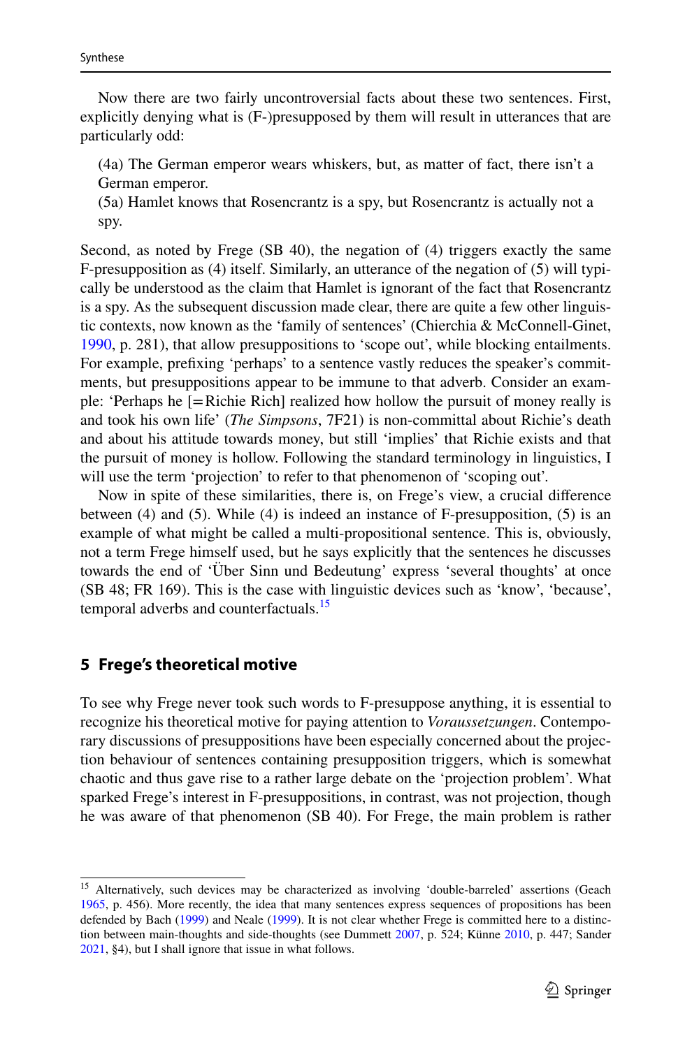Now there are two fairly uncontroversial facts about these two sentences. First, explicitly denying what is (F-)presupposed by them will result in utterances that are particularly odd:

(4a) The German emperor wears whiskers, but, as matter of fact, there isn't a German emperor.

(5a) Hamlet knows that Rosencrantz is a spy, but Rosencrantz is actually not a spy.

Second, as noted by Frege (SB 40), the negation of (4) triggers exactly the same F-presupposition as (4) itself. Similarly, an utterance of the negation of (5) will typically be understood as the claim that Hamlet is ignorant of the fact that Rosencrantz is a spy. As the subsequent discussion made clear, there are quite a few other linguistic contexts, now known as the 'family of sentences' (Chierchia & McConnell-Ginet, 1990, p. 281), that allow presuppositions to 'scope out', while blocking entailments. For example, prefixing 'perhaps' to a sentence vastly reduces the speaker's commitments, but presuppositions appear to be immune to that adverb. Consider an example: 'Perhaps he [= Richie Rich] realized how hollow the pursuit of money really is and took his own life' (*The Simpsons*, 7F21) is non-committal about Richie's death and about his attitude towards money, but still 'implies' that Richie exists and that the pursuit of money is hollow. Following the standard terminology in linguistics, I will use the term 'projection' to refer to that phenomenon of 'scoping out'.

Now in spite of these similarities, there is, on Frege's view, a crucial difference between (4) and (5). While (4) is indeed an instance of F-presupposition, (5) is an example of what might be called a multi-propositional sentence. This is, obviously, not a term Frege himself used, but he says explicitly that the sentences he discusses towards the end of 'Über Sinn und Bedeutung' express 'several thoughts' at once (SB 48; FR 169). This is the case with linguistic devices such as 'know', 'because', temporal adverbs and counterfactuals.[15]

## 5 Frege's theoretical motive

To see why Frege never took such words to F-presuppose anything, it is essential to recognize his theoretical motive for paying attention to *Voraussetzungen*. Contemporary discussions of presuppositions have been especially concerned about the projection behaviour of sentences containing presupposition triggers, which is somewhat chaotic and thus gave rise to a rather large debate on the 'projection problem'. What sparked Frege's interest in F-presuppositions, in contrast, was not projection, though he was aware of that phenomenon (SB 40). For Frege, the main problem is rather

[15] Alternatively, such devices may be characterized as involving 'double-barreled' assertions (Geach 1965, p. 456). More recently, the idea that many sentences express sequences of propositions has been defended by Bach (1999) and Neale (1999). It is not clear whether Frege is committed here to a distinction between main-thoughts and side-thoughts (see Dummett 2007, p. 524; Künne 2010, p. 447; Sander 2021, §4), but I shall ignore that issue in what follows.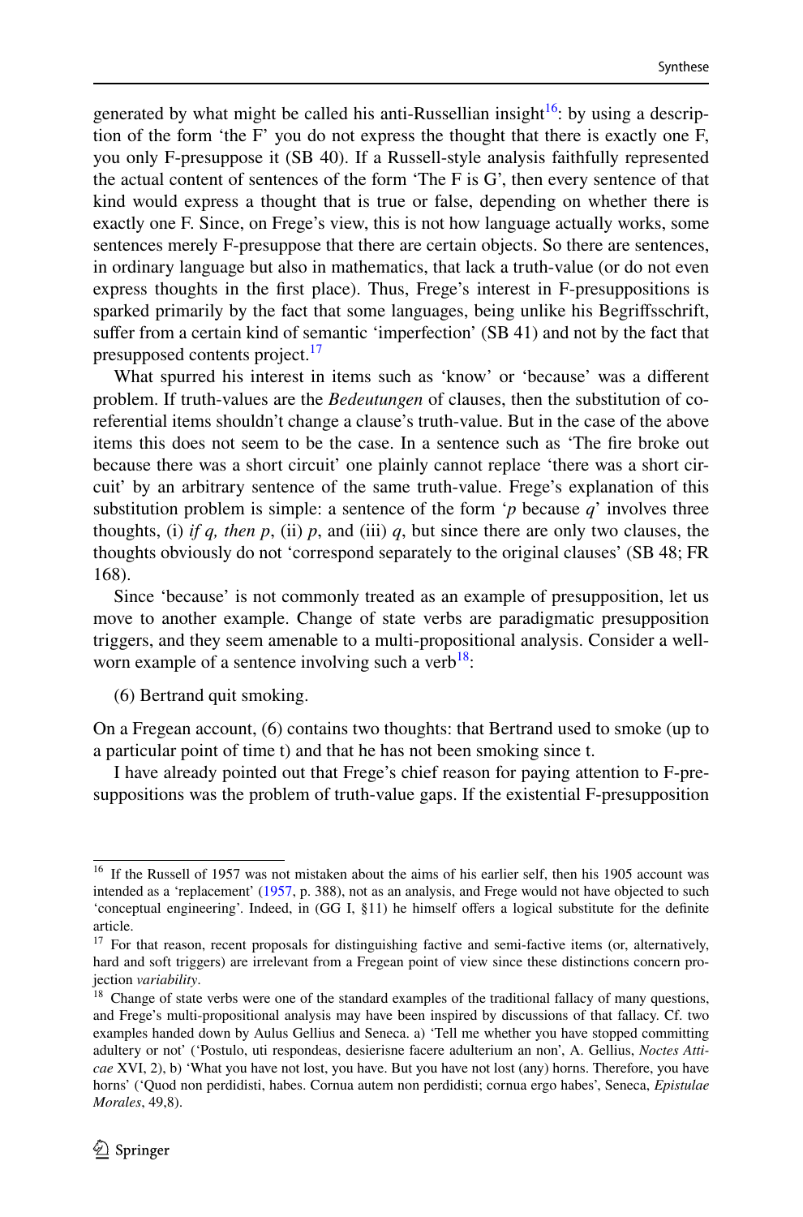generated by what might be called his anti-Russellian insight[16]: by using a description of the form 'the F' you do not express the thought that there is exactly one F, you only F-presuppose it (SB 40). If a Russell-style analysis faithfully represented the actual content of sentences of the form 'The F is G', then every sentence of that kind would express a thought that is true or false, depending on whether there is exactly one F. Since, on Frege's view, this is not how language actually works, some sentences merely F-presuppose that there are certain objects. So there are sentences, in ordinary language but also in mathematics, that lack a truth-value (or do not even express thoughts in the first place). Thus, Frege's interest in F-presuppositions is sparked primarily by the fact that some languages, being unlike his Begriffsschrift, suffer from a certain kind of semantic 'imperfection' (SB 41) and not by the fact that presupposed contents project.[17]

What spurred his interest in items such as 'know' or 'because' was a different problem. If truth-values are the *Bedeutungen* of clauses, then the substitution of co-referential items shouldn't change a clause's truth-value. But in the case of the above items this does not seem to be the case. In a sentence such as 'The fire broke out because there was a short circuit' one plainly cannot replace 'there was a short circuit' by an arbitrary sentence of the same truth-value. Frege's explanation of this substitution problem is simple: a sentence of the form '*p* because *q*' involves three thoughts, (i) *if q, then p*, (ii) *p*, and (iii) *q*, but since there are only two clauses, the thoughts obviously do not 'correspond separately to the original clauses' (SB 48; FR 168).

Since 'because' is not commonly treated as an example of presupposition, let us move to another example. Change of state verbs are paradigmatic presupposition triggers, and they seem amenable to a multi-propositional analysis. Consider a well-worn example of a sentence involving such a verb[18]:

(6) Bertrand quit smoking.

On a Fregean account, (6) contains two thoughts: that Bertrand used to smoke (up to a particular point of time t) and that he has not been smoking since t.

I have already pointed out that Frege's chief reason for paying attention to F-presuppositions was the problem of truth-value gaps. If the existential F-presupposition

---

[16] If the Russell of 1957 was not mistaken about the aims of his earlier self, then his 1905 account was intended as a 'replacement' (1957, p. 388), not as an analysis, and Frege would not have objected to such 'conceptual engineering'. Indeed, in (GG I, §11) he himself offers a logical substitute for the definite article.

[17] For that reason, recent proposals for distinguishing factive and semi-factive items (or, alternatively, hard and soft triggers) are irrelevant from a Fregean point of view since these distinctions concern projection *variability*.

[18] Change of state verbs were one of the standard examples of the traditional fallacy of many questions, and Frege's multi-propositional analysis may have been inspired by discussions of that fallacy. Cf. two examples handed down by Aulus Gellius and Seneca. a) 'Tell me whether you have stopped committing adultery or not' ('Postulo, uti respondeas, desierisne facere adulterium an non', A. Gellius, *Noctes Atticae* XVI, 2), b) 'What you have not lost, you have. But you have not lost (any) horns. Therefore, you have horns' ('Quod non perdidisti, habes. Cornua autem non perdidisti; cornua ergo habes', Seneca, *Epistulae Morales*, 49,8).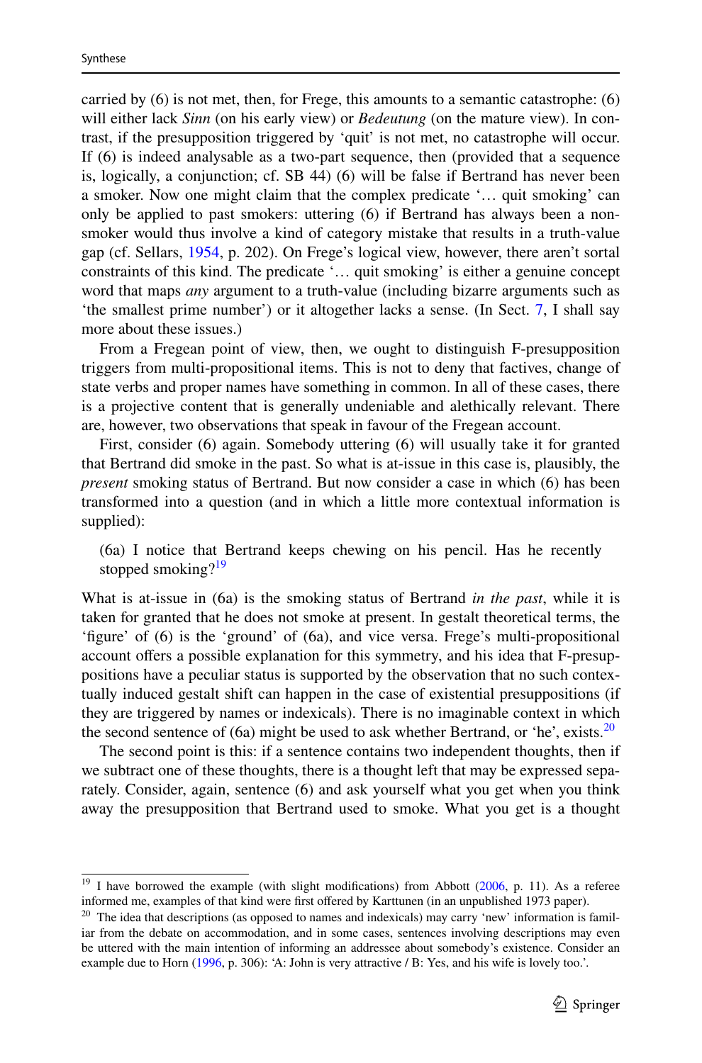carried by (6) is not met, then, for Frege, this amounts to a semantic catastrophe: (6) will either lack *Sinn* (on his early view) or *Bedeutung* (on the mature view). In contrast, if the presupposition triggered by 'quit' is not met, no catastrophe will occur. If (6) is indeed analysable as a two-part sequence, then (provided that a sequence is, logically, a conjunction; cf. SB 44) (6) will be false if Bertrand has never been a smoker. Now one might claim that the complex predicate '… quit smoking' can only be applied to past smokers: uttering (6) if Bertrand has always been a non-smoker would thus involve a kind of category mistake that results in a truth-value gap (cf. Sellars, 1954, p. 202). On Frege's logical view, however, there aren't sortal constraints of this kind. The predicate '… quit smoking' is either a genuine concept word that maps *any* argument to a truth-value (including bizarre arguments such as 'the smallest prime number') or it altogether lacks a sense. (In Sect. 7, I shall say more about these issues.)

From a Fregean point of view, then, we ought to distinguish F-presupposition triggers from multi-propositional items. This is not to deny that factives, change of state verbs and proper names have something in common. In all of these cases, there is a projective content that is generally undeniable and alethically relevant. There are, however, two observations that speak in favour of the Fregean account.

First, consider (6) again. Somebody uttering (6) will usually take it for granted that Bertrand did smoke in the past. So what is at-issue in this case is, plausibly, the *present* smoking status of Bertrand. But now consider a case in which (6) has been transformed into a question (and in which a little more contextual information is supplied):

(6a) I notice that Bertrand keeps chewing on his pencil. Has he recently stopped smoking?[19]

What is at-issue in (6a) is the smoking status of Bertrand *in the past*, while it is taken for granted that he does not smoke at present. In gestalt theoretical terms, the 'figure' of (6) is the 'ground' of (6a), and vice versa. Frege's multi-propositional account offers a possible explanation for this symmetry, and his idea that F-presuppositions have a peculiar status is supported by the observation that no such contextually induced gestalt shift can happen in the case of existential presuppositions (if they are triggered by names or indexicals). There is no imaginable context in which the second sentence of (6a) might be used to ask whether Bertrand, or 'he', exists.[20]

The second point is this: if a sentence contains two independent thoughts, then if we subtract one of these thoughts, there is a thought left that may be expressed separately. Consider, again, sentence (6) and ask yourself what you get when you think away the presupposition that Bertrand used to smoke. What you get is a thought

---

[19] I have borrowed the example (with slight modifications) from Abbott (2006, p. 11). As a referee informed me, examples of that kind were first offered by Karttunen (in an unpublished 1973 paper).

[20] The idea that descriptions (as opposed to names and indexicals) may carry 'new' information is familiar from the debate on accommodation, and in some cases, sentences involving descriptions may even be uttered with the main intention of informing an addressee about somebody's existence. Consider an example due to Horn (1996, p. 306): 'A: John is very attractive / B: Yes, and his wife is lovely too.'.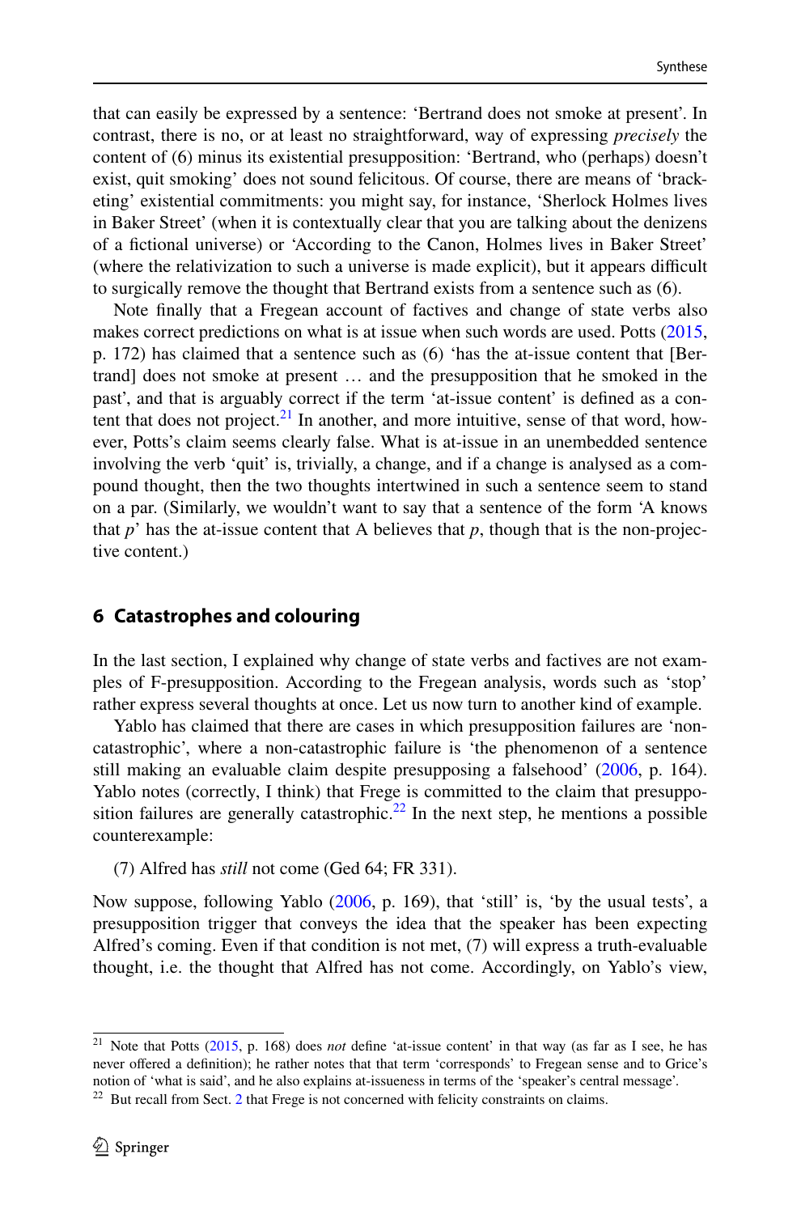that can easily be expressed by a sentence: 'Bertrand does not smoke at present'. In contrast, there is no, or at least no straightforward, way of expressing *precisely* the content of (6) minus its existential presupposition: 'Bertrand, who (perhaps) doesn't exist, quit smoking' does not sound felicitous. Of course, there are means of 'bracketing' existential commitments: you might say, for instance, 'Sherlock Holmes lives in Baker Street' (when it is contextually clear that you are talking about the denizens of a fictional universe) or 'According to the Canon, Holmes lives in Baker Street' (where the relativization to such a universe is made explicit), but it appears difficult to surgically remove the thought that Bertrand exists from a sentence such as (6).

Note finally that a Fregean account of factives and change of state verbs also makes correct predictions on what is at issue when such words are used. Potts (2015, p. 172) has claimed that a sentence such as (6) 'has the at-issue content that [Bertrand] does not smoke at present … and the presupposition that he smoked in the past', and that is arguably correct if the term 'at-issue content' is defined as a content that does not project.[21] In another, and more intuitive, sense of that word, however, Potts's claim seems clearly false. What is at-issue in an unembedded sentence involving the verb 'quit' is, trivially, a change, and if a change is analysed as a compound thought, then the two thoughts intertwined in such a sentence seem to stand on a par. (Similarly, we wouldn't want to say that a sentence of the form 'A knows that *p*' has the at-issue content that A believes that *p*, though that is the non-projective content.)

## 6 Catastrophes and colouring

In the last section, I explained why change of state verbs and factives are not examples of F-presupposition. According to the Fregean analysis, words such as 'stop' rather express several thoughts at once. Let us now turn to another kind of example.

Yablo has claimed that there are cases in which presupposition failures are 'non-catastrophic', where a non-catastrophic failure is 'the phenomenon of a sentence still making an evaluable claim despite presupposing a falsehood' (2006, p. 164). Yablo notes (correctly, I think) that Frege is committed to the claim that presupposition failures are generally catastrophic.[22] In the next step, he mentions a possible counterexample:

(7) Alfred has *still* not come (Ged 64; FR 331).

Now suppose, following Yablo (2006, p. 169), that 'still' is, 'by the usual tests', a presupposition trigger that conveys the idea that the speaker has been expecting Alfred's coming. Even if that condition is not met, (7) will express a truth-evaluable thought, i.e. the thought that Alfred has not come. Accordingly, on Yablo's view,

[21] Note that Potts (2015, p. 168) does *not* define 'at-issue content' in that way (as far as I see, he has never offered a definition); he rather notes that that term 'corresponds' to Fregean sense and to Grice's notion of 'what is said', and he also explains at-issueness in terms of the 'speaker's central message'.

[22] But recall from Sect. 2 that Frege is not concerned with felicity constraints on claims.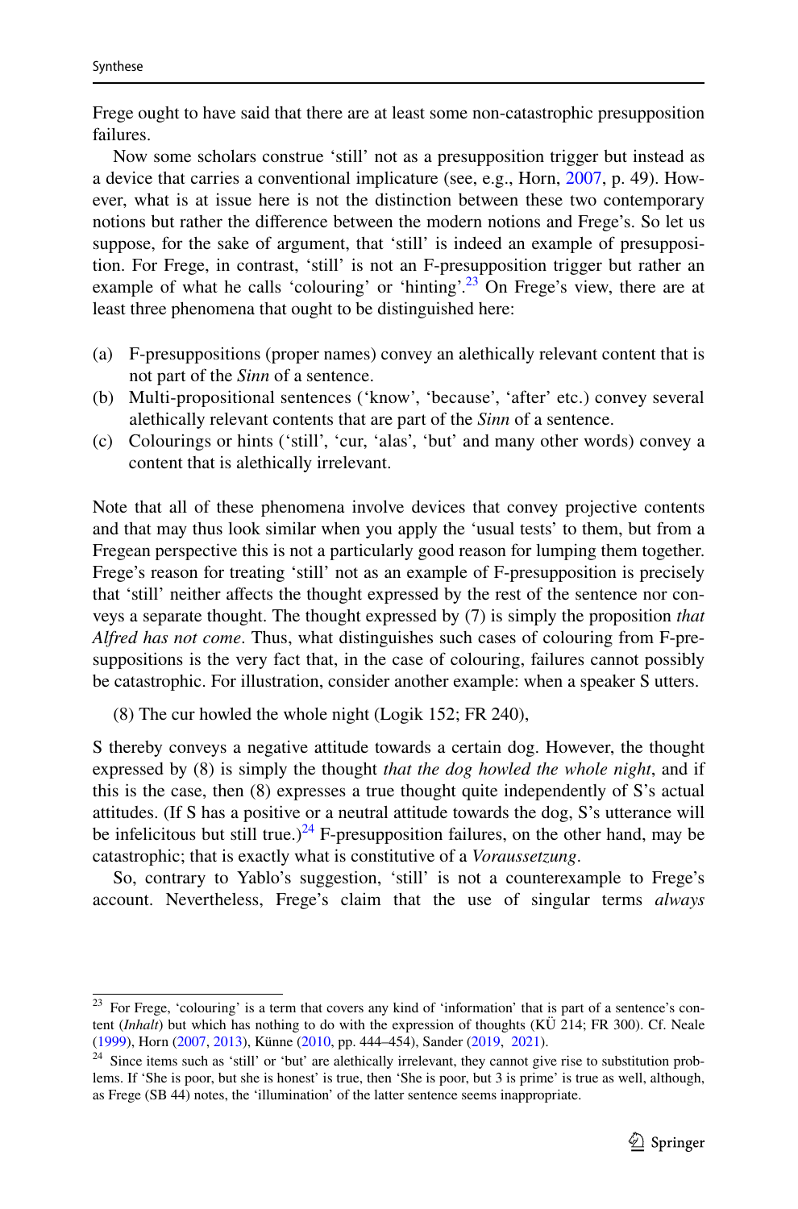Frege ought to have said that there are at least some non-catastrophic presupposition failures.

Now some scholars construe ‘still’ not as a presupposition trigger but instead as a device that carries a conventional implicature (see, e.g., Horn, 2007, p. 49). However, what is at issue here is not the distinction between these two contemporary notions but rather the difference between the modern notions and Frege’s. So let us suppose, for the sake of argument, that ‘still’ is indeed an example of presupposition. For Frege, in contrast, ‘still’ is not an F-presupposition trigger but rather an example of what he calls ‘colouring’ or ‘hinting’.[23] On Frege’s view, there are at least three phenomena that ought to be distinguished here:

(a) F-presuppositions (proper names) convey an alethically relevant content that is not part of the *Sinn* of a sentence.
(b) Multi-propositional sentences (‘know’, ‘because’, ‘after’ etc.) convey several alethically relevant contents that are part of the *Sinn* of a sentence.
(c) Colourings or hints (‘still’, ‘cur, ‘alas’, ‘but’ and many other words) convey a content that is alethically irrelevant.

Note that all of these phenomena involve devices that convey projective contents and that may thus look similar when you apply the ‘usual tests’ to them, but from a Fregean perspective this is not a particularly good reason for lumping them together. Frege’s reason for treating ‘still’ not as an example of F-presupposition is precisely that ‘still’ neither affects the thought expressed by the rest of the sentence nor conveys a separate thought. The thought expressed by (7) is simply the proposition *that Alfred has not come*. Thus, what distinguishes such cases of colouring from F-presuppositions is the very fact that, in the case of colouring, failures cannot possibly be catastrophic. For illustration, consider another example: when a speaker S utters.

(8) The cur howled the whole night (Logik 152; FR 240),

S thereby conveys a negative attitude towards a certain dog. However, the thought expressed by (8) is simply the thought *that the dog howled the whole night*, and if this is the case, then (8) expresses a true thought quite independently of S’s actual attitudes. (If S has a positive or a neutral attitude towards the dog, S’s utterance will be infelicitous but still true.)[24] F-presupposition failures, on the other hand, may be catastrophic; that is exactly what is constitutive of a *Voraussetzung*.

So, contrary to Yablo’s suggestion, ‘still’ is not a counterexample to Frege’s account. Nevertheless, Frege’s claim that the use of singular terms *always*

---

[23] For Frege, ‘colouring’ is a term that covers any kind of ‘information’ that is part of a sentence’s content (*Inhalt*) but which has nothing to do with the expression of thoughts (KÜ 214; FR 300). Cf. Neale (1999), Horn (2007, 2013), Künne (2010, pp. 444–454), Sander (2019, 2021).

[24] Since items such as ‘still’ or ‘but’ are alethically irrelevant, they cannot give rise to substitution problems. If ‘She is poor, but she is honest’ is true, then ‘She is poor, but 3 is prime’ is true as well, although, as Frege (SB 44) notes, the ‘illumination’ of the latter sentence seems inappropriate.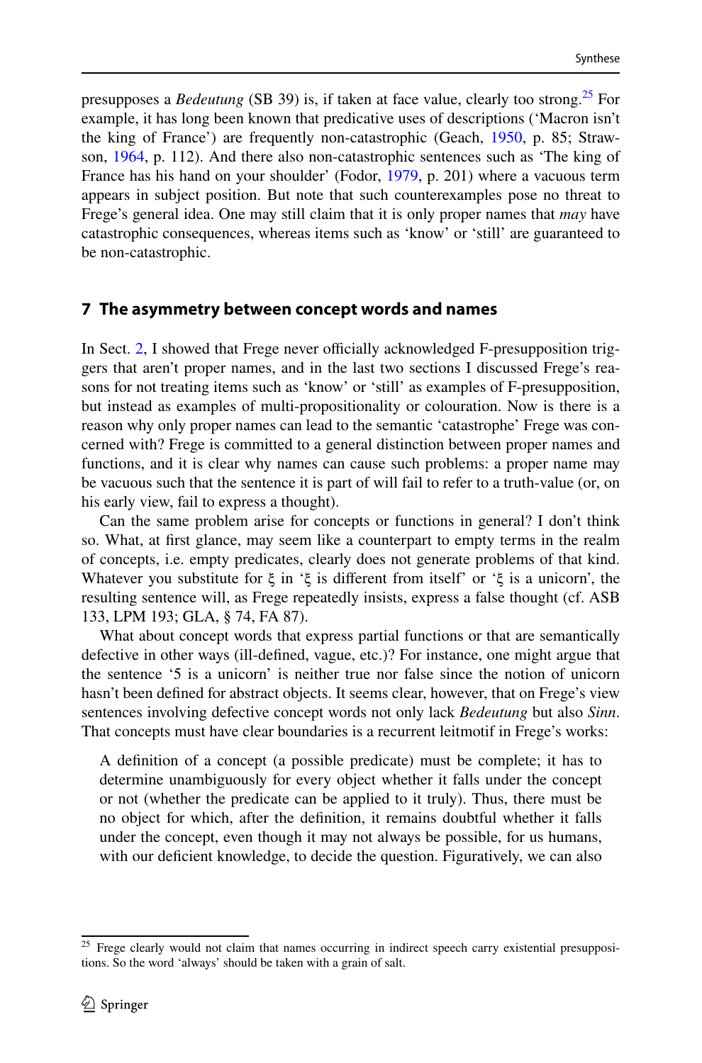presupposes a *Bedeutung* (SB 39) is, if taken at face value, clearly too strong.[25] For example, it has long been known that predicative uses of descriptions ('Macron isn't the king of France') are frequently non-catastrophic (Geach, 1950, p. 85; Strawson, 1964, p. 112). And there also non-catastrophic sentences such as 'The king of France has his hand on your shoulder' (Fodor, 1979, p. 201) where a vacuous term appears in subject position. But note that such counterexamples pose no threat to Frege's general idea. One may still claim that it is only proper names that *may* have catastrophic consequences, whereas items such as 'know' or 'still' are guaranteed to be non-catastrophic.

## 7 The asymmetry between concept words and names

In Sect. 2, I showed that Frege never officially acknowledged F-presupposition triggers that aren't proper names, and in the last two sections I discussed Frege's reasons for not treating items such as 'know' or 'still' as examples of F-presupposition, but instead as examples of multi-propositionality or colouration. Now is there is a reason why only proper names can lead to the semantic 'catastrophe' Frege was concerned with? Frege is committed to a general distinction between proper names and functions, and it is clear why names can cause such problems: a proper name may be vacuous such that the sentence it is part of will fail to refer to a truth-value (or, on his early view, fail to express a thought).

Can the same problem arise for concepts or functions in general? I don't think so. What, at first glance, may seem like a counterpart to empty terms in the realm of concepts, i.e. empty predicates, clearly does not generate problems of that kind. Whatever you substitute for ξ in 'ξ is different from itself' or 'ξ is a unicorn', the resulting sentence will, as Frege repeatedly insists, express a false thought (cf. ASB 133, LPM 193; GLA, § 74, FA 87).

What about concept words that express partial functions or that are semantically defective in other ways (ill-defined, vague, etc.)? For instance, one might argue that the sentence '5 is a unicorn' is neither true nor false since the notion of unicorn hasn't been defined for abstract objects. It seems clear, however, that on Frege's view sentences involving defective concept words not only lack *Bedeutung* but also *Sinn*. That concepts must have clear boundaries is a recurrent leitmotif in Frege's works:

> A definition of a concept (a possible predicate) must be complete; it has to determine unambiguously for every object whether it falls under the concept or not (whether the predicate can be applied to it truly). Thus, there must be no object for which, after the definition, it remains doubtful whether it falls under the concept, even though it may not always be possible, for us humans, with our deficient knowledge, to decide the question. Figuratively, we can also

[25] Frege clearly would not claim that names occurring in indirect speech carry existential presuppositions. So the word 'always' should be taken with a grain of salt.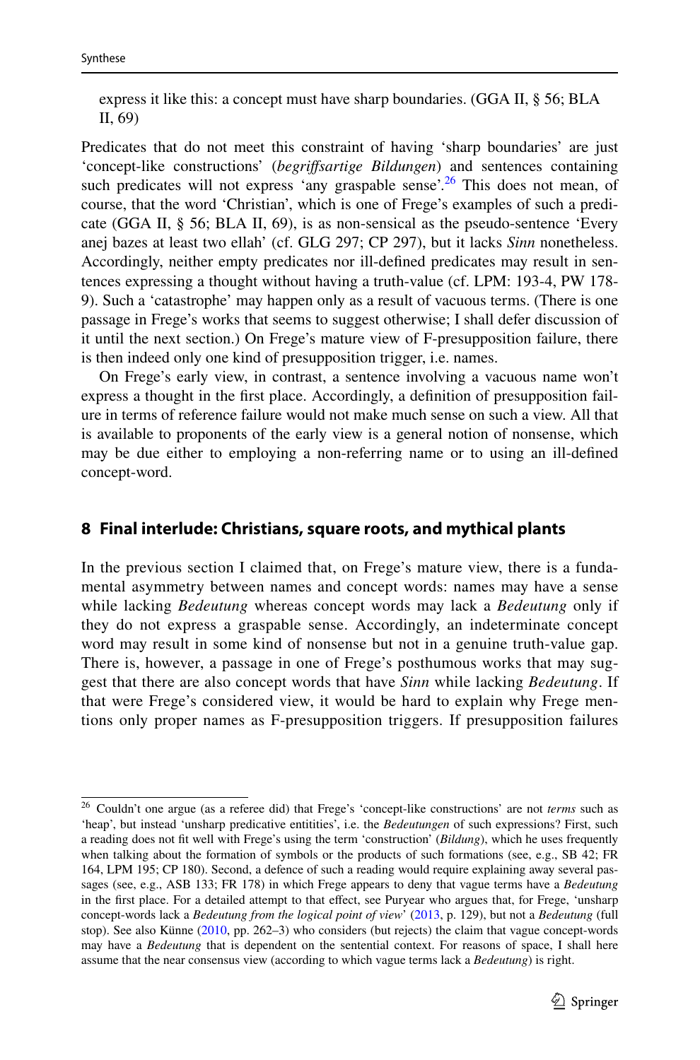express it like this: a concept must have sharp boundaries. (GGA II, § 56; BLA II, 69)

Predicates that do not meet this constraint of having 'sharp boundaries' are just 'concept-like constructions' (*begriffsartige Bildungen*) and sentences containing such predicates will not express 'any graspable sense'.[26] This does not mean, of course, that the word 'Christian', which is one of Frege's examples of such a predicate (GGA II, § 56; BLA II, 69), is as non-sensical as the pseudo-sentence 'Every anej bazes at least two ellah' (cf. GLG 297; CP 297), but it lacks *Sinn* nonetheless. Accordingly, neither empty predicates nor ill-defined predicates may result in sentences expressing a thought without having a truth-value (cf. LPM: 193-4, PW 178-9). Such a 'catastrophe' may happen only as a result of vacuous terms. (There is one passage in Frege's works that seems to suggest otherwise; I shall defer discussion of it until the next section.) On Frege's mature view of F-presupposition failure, there is then indeed only one kind of presupposition trigger, i.e. names.

On Frege's early view, in contrast, a sentence involving a vacuous name won't express a thought in the first place. Accordingly, a definition of presupposition failure in terms of reference failure would not make much sense on such a view. All that is available to proponents of the early view is a general notion of nonsense, which may be due either to employing a non-referring name or to using an ill-defined concept-word.

## 8 Final interlude: Christians, square roots, and mythical plants

In the previous section I claimed that, on Frege's mature view, there is a fundamental asymmetry between names and concept words: names may have a sense while lacking *Bedeutung* whereas concept words may lack a *Bedeutung* only if they do not express a graspable sense. Accordingly, an indeterminate concept word may result in some kind of nonsense but not in a genuine truth-value gap. There is, however, a passage in one of Frege's posthumous works that may suggest that there are also concept words that have *Sinn* while lacking *Bedeutung*. If that were Frege's considered view, it would be hard to explain why Frege mentions only proper names as F-presupposition triggers. If presupposition failures

[26] Couldn't one argue (as a referee did) that Frege's 'concept-like constructions' are not *terms* such as 'heap', but instead 'unsharp predicative entitities', i.e. the *Bedeutungen* of such expressions? First, such a reading does not fit well with Frege's using the term 'construction' (*Bildung*), which he uses frequently when talking about the formation of symbols or the products of such formations (see, e.g., SB 42; FR 164, LPM 195; CP 180). Second, a defence of such a reading would require explaining away several passages (see, e.g., ASB 133; FR 178) in which Frege appears to deny that vague terms have a *Bedeutung* in the first place. For a detailed attempt to that effect, see Puryear who argues that, for Frege, 'unsharp concept-words lack a *Bedeutung from the logical point of view*' (2013, p. 129), but not a *Bedeutung* (full stop). See also Künne (2010, pp. 262–3) who considers (but rejects) the claim that vague concept-words may have a *Bedeutung* that is dependent on the sentential context. For reasons of space, I shall here assume that the near consensus view (according to which vague terms lack a *Bedeutung*) is right.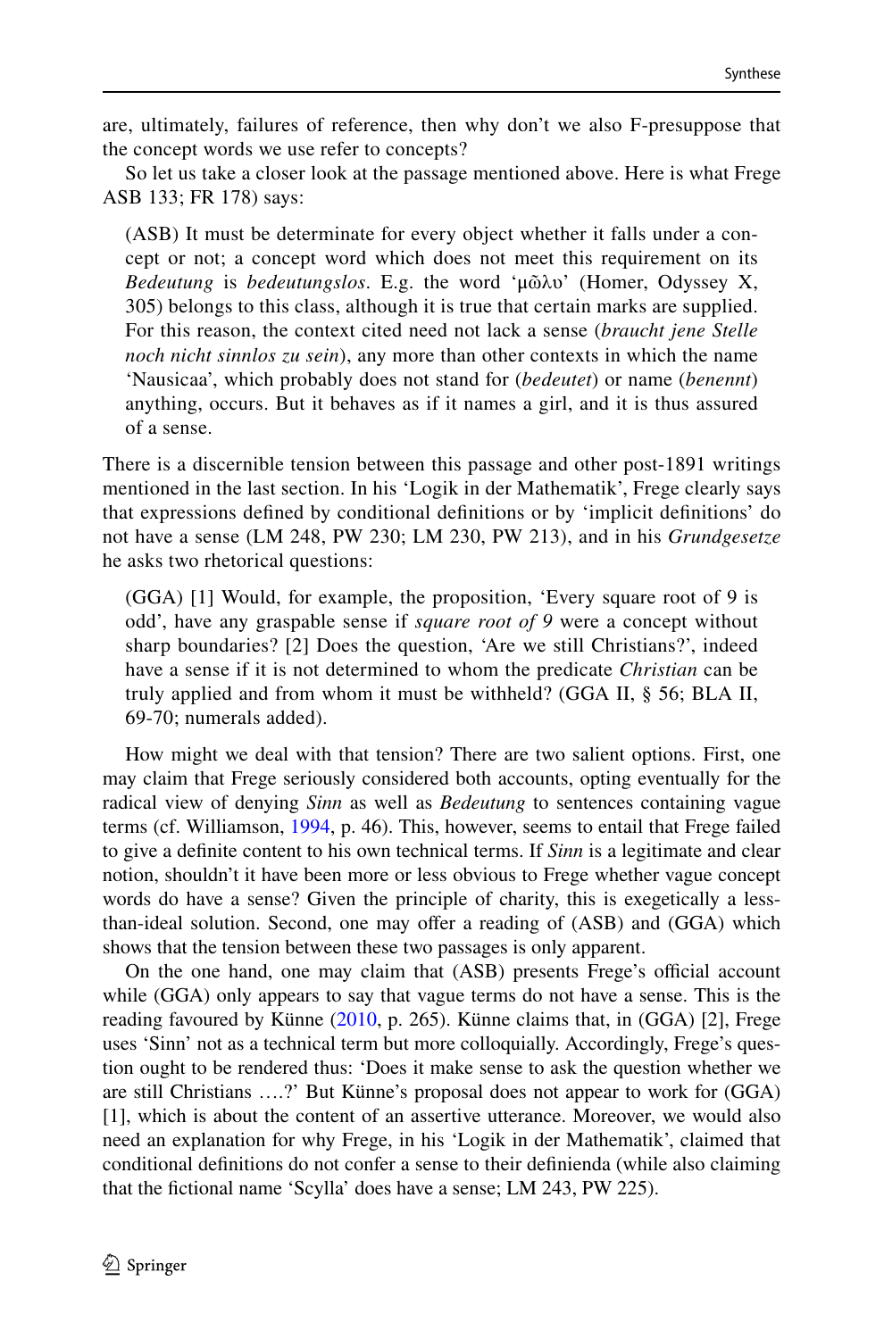are, ultimately, failures of reference, then why don't we also F-presuppose that the concept words we use refer to concepts?

So let us take a closer look at the passage mentioned above. Here is what Frege ASB 133; FR 178) says:

> (ASB) It must be determinate for every object whether it falls under a concept or not; a concept word which does not meet this requirement on its *Bedeutung* is *bedeutungslos*. E.g. the word 'μῶλυ' (Homer, Odyssey X, 305) belongs to this class, although it is true that certain marks are supplied. For this reason, the context cited need not lack a sense (*braucht jene Stelle noch nicht sinnlos zu sein*), any more than other contexts in which the name 'Nausicaa', which probably does not stand for (*bedeutet*) or name (*benennt*) anything, occurs. But it behaves as if it names a girl, and it is thus assured of a sense.

There is a discernible tension between this passage and other post-1891 writings mentioned in the last section. In his 'Logik in der Mathematik', Frege clearly says that expressions defined by conditional definitions or by 'implicit definitions' do not have a sense (LM 248, PW 230; LM 230, PW 213), and in his *Grundgesetze* he asks two rhetorical questions:

> (GGA) [1] Would, for example, the proposition, 'Every square root of 9 is odd', have any graspable sense if *square root of 9* were a concept without sharp boundaries? [2] Does the question, 'Are we still Christians?', indeed have a sense if it is not determined to whom the predicate *Christian* can be truly applied and from whom it must be withheld? (GGA II, § 56; BLA II, 69-70; numerals added).

How might we deal with that tension? There are two salient options. First, one may claim that Frege seriously considered both accounts, opting eventually for the radical view of denying *Sinn* as well as *Bedeutung* to sentences containing vague terms (cf. Williamson, 1994, p. 46). This, however, seems to entail that Frege failed to give a definite content to his own technical terms. If *Sinn* is a legitimate and clear notion, shouldn't it have been more or less obvious to Frege whether vague concept words do have a sense? Given the principle of charity, this is exegetically a less-than-ideal solution. Second, one may offer a reading of (ASB) and (GGA) which shows that the tension between these two passages is only apparent.

On the one hand, one may claim that (ASB) presents Frege's official account while (GGA) only appears to say that vague terms do not have a sense. This is the reading favoured by Künne (2010, p. 265). Künne claims that, in (GGA) [2], Frege uses 'Sinn' not as a technical term but more colloquially. Accordingly, Frege's question ought to be rendered thus: 'Does it make sense to ask the question whether we are still Christians ….?' But Künne's proposal does not appear to work for (GGA) [1], which is about the content of an assertive utterance. Moreover, we would also need an explanation for why Frege, in his 'Logik in der Mathematik', claimed that conditional definitions do not confer a sense to their definienda (while also claiming that the fictional name 'Scylla' does have a sense; LM 243, PW 225).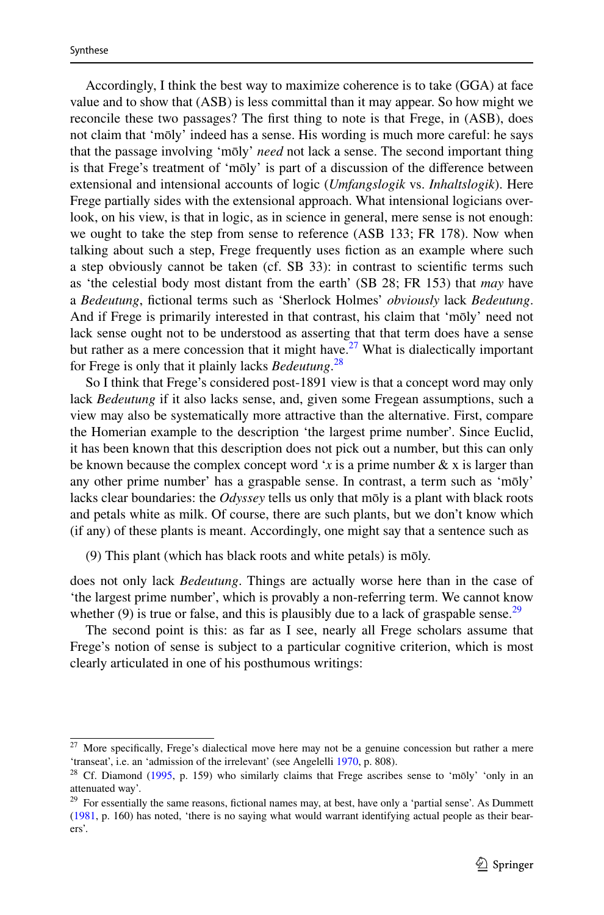Accordingly, I think the best way to maximize coherence is to take (GGA) at face value and to show that (ASB) is less committal than it may appear. So how might we reconcile these two passages? The first thing to note is that Frege, in (ASB), does not claim that 'mōly' indeed has a sense. His wording is much more careful: he says that the passage involving 'mōly' *need* not lack a sense. The second important thing is that Frege's treatment of 'mōly' is part of a discussion of the difference between extensional and intensional accounts of logic (*Umfangslogik* vs. *Inhaltslogik*). Here Frege partially sides with the extensional approach. What intensional logicians overlook, on his view, is that in logic, as in science in general, mere sense is not enough: we ought to take the step from sense to reference (ASB 133; FR 178). Now when talking about such a step, Frege frequently uses fiction as an example where such a step obviously cannot be taken (cf. SB 33): in contrast to scientific terms such as 'the celestial body most distant from the earth' (SB 28; FR 153) that *may* have a *Bedeutung*, fictional terms such as 'Sherlock Holmes' *obviously* lack *Bedeutung*. And if Frege is primarily interested in that contrast, his claim that 'mōly' need not lack sense ought not to be understood as asserting that that term does have a sense but rather as a mere concession that it might have.[27] What is dialectically important for Frege is only that it plainly lacks *Bedeutung*.[28]

So I think that Frege's considered post-1891 view is that a concept word may only lack *Bedeutung* if it also lacks sense, and, given some Fregean assumptions, such a view may also be systematically more attractive than the alternative. First, compare the Homerian example to the description 'the largest prime number'. Since Euclid, it has been known that this description does not pick out a number, but this can only be known because the complex concept word '*x* is a prime number & x is larger than any other prime number' has a graspable sense. In contrast, a term such as 'mōly' lacks clear boundaries: the *Odyssey* tells us only that mōly is a plant with black roots and petals white as milk. Of course, there are such plants, but we don't know which (if any) of these plants is meant. Accordingly, one might say that a sentence such as

(9) This plant (which has black roots and white petals) is mōly.

does not only lack *Bedeutung*. Things are actually worse here than in the case of 'the largest prime number', which is provably a non-referring term. We cannot know whether (9) is true or false, and this is plausibly due to a lack of graspable sense.[29]

The second point is this: as far as I see, nearly all Frege scholars assume that Frege's notion of sense is subject to a particular cognitive criterion, which is most clearly articulated in one of his posthumous writings:

---

[27] More specifically, Frege's dialectical move here may not be a genuine concession but rather a mere 'transeat', i.e. an 'admission of the irrelevant' (see Angelelli 1970, p. 808).

[28] Cf. Diamond (1995, p. 159) who similarly claims that Frege ascribes sense to 'mōly' 'only in an attenuated way'.

[29] For essentially the same reasons, fictional names may, at best, have only a 'partial sense'. As Dummett (1981, p. 160) has noted, 'there is no saying what would warrant identifying actual people as their bearers'.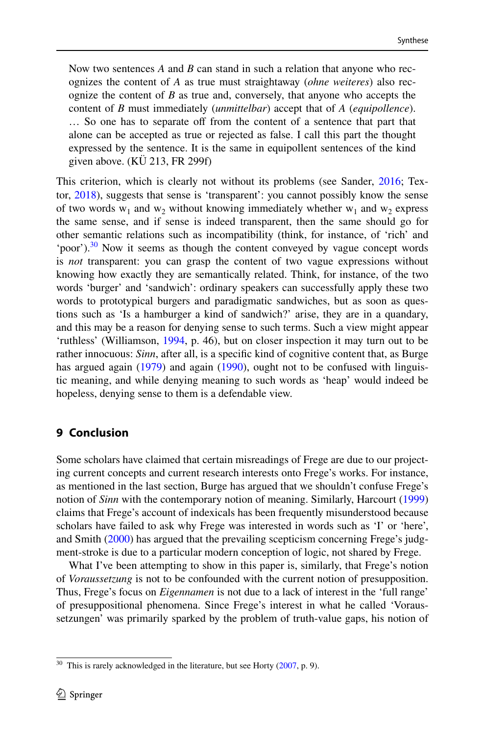> Now two sentences *A* and *B* can stand in such a relation that anyone who recognizes the content of *A* as true must straightaway (*ohne weiteres*) also recognize the content of *B* as true and, conversely, that anyone who accepts the content of *B* must immediately (*unmittelbar*) accept that of *A* (*equipollence*). … So one has to separate off from the content of a sentence that part that alone can be accepted as true or rejected as false. I call this part the thought expressed by the sentence. It is the same in equipollent sentences of the kind given above. (KÜ 213, FR 299f)

This criterion, which is clearly not without its problems (see Sander, 2016; Textor, 2018), suggests that sense is 'transparent': you cannot possibly know the sense of two words $w_1$ and $w_2$ without knowing immediately whether $w_1$ and $w_2$ express the same sense, and if sense is indeed transparent, then the same should go for other semantic relations such as incompatibility (think, for instance, of 'rich' and 'poor').[30] Now it seems as though the content conveyed by vague concept words is *not* transparent: you can grasp the content of two vague expressions without knowing how exactly they are semantically related. Think, for instance, of the two words 'burger' and 'sandwich': ordinary speakers can successfully apply these two words to prototypical burgers and paradigmatic sandwiches, but as soon as questions such as 'Is a hamburger a kind of sandwich?' arise, they are in a quandary, and this may be a reason for denying sense to such terms. Such a view might appear 'ruthless' (Williamson, 1994, p. 46), but on closer inspection it may turn out to be rather innocuous: *Sinn*, after all, is a specific kind of cognitive content that, as Burge has argued again (1979) and again (1990), ought not to be confused with linguistic meaning, and while denying meaning to such words as 'heap' would indeed be hopeless, denying sense to them is a defendable view.

## 9 Conclusion

Some scholars have claimed that certain misreadings of Frege are due to our projecting current concepts and current research interests onto Frege's works. For instance, as mentioned in the last section, Burge has argued that we shouldn't confuse Frege's notion of *Sinn* with the contemporary notion of meaning. Similarly, Harcourt (1999) claims that Frege's account of indexicals has been frequently misunderstood because scholars have failed to ask why Frege was interested in words such as 'I' or 'here', and Smith (2000) has argued that the prevailing scepticism concerning Frege's judgment-stroke is due to a particular modern conception of logic, not shared by Frege.

What I've been attempting to show in this paper is, similarly, that Frege's notion of *Voraussetzung* is not to be confounded with the current notion of presupposition. Thus, Frege's focus on *Eigennamen* is not due to a lack of interest in the 'full range' of presuppositional phenomena. Since Frege's interest in what he called 'Voraussetzungen' was primarily sparked by the problem of truth-value gaps, his notion of

[30] This is rarely acknowledged in the literature, but see Horty (2007, p. 9).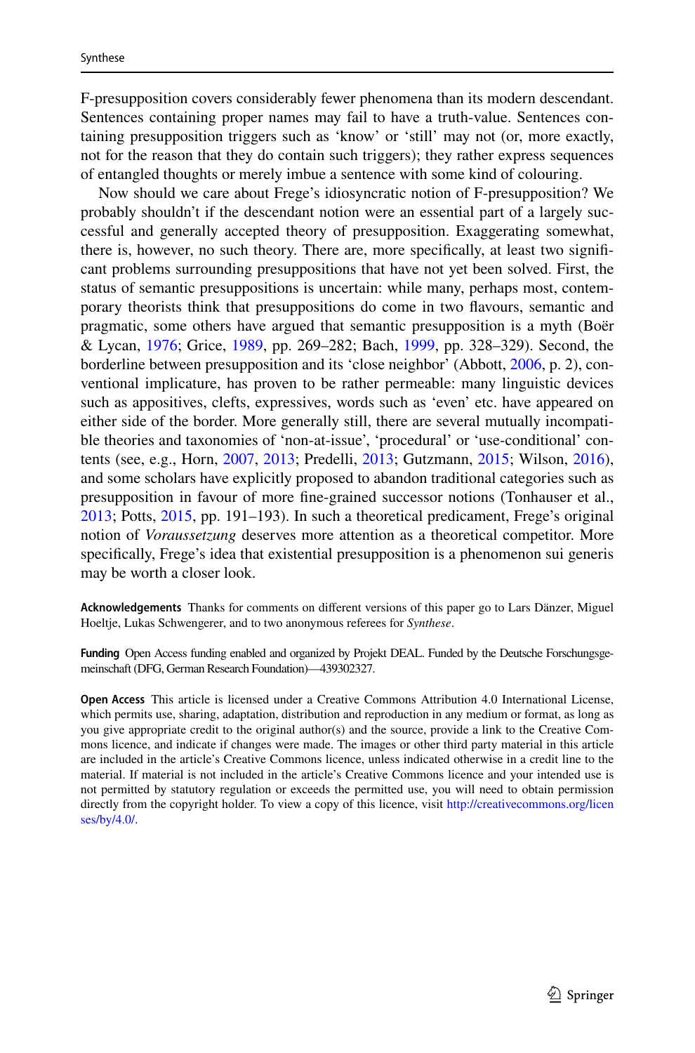F-presupposition covers considerably fewer phenomena than its modern descendant. Sentences containing proper names may fail to have a truth-value. Sentences containing presupposition triggers such as 'know' or 'still' may not (or, more exactly, not for the reason that they do contain such triggers); they rather express sequences of entangled thoughts or merely imbue a sentence with some kind of colouring.

Now should we care about Frege's idiosyncratic notion of F-presupposition? We probably shouldn't if the descendant notion were an essential part of a largely successful and generally accepted theory of presupposition. Exaggerating somewhat, there is, however, no such theory. There are, more specifically, at least two significant problems surrounding presuppositions that have not yet been solved. First, the status of semantic presuppositions is uncertain: while many, perhaps most, contemporary theorists think that presuppositions do come in two flavours, semantic and pragmatic, some others have argued that semantic presupposition is a myth (Boër & Lycan, 1976; Grice, 1989, pp. 269–282; Bach, 1999, pp. 328–329). Second, the borderline between presupposition and its 'close neighbor' (Abbott, 2006, p. 2), conventional implicature, has proven to be rather permeable: many linguistic devices such as appositives, clefts, expressives, words such as 'even' etc. have appeared on either side of the border. More generally still, there are several mutually incompatible theories and taxonomies of 'non-at-issue', 'procedural' or 'use-conditional' contents (see, e.g., Horn, 2007, 2013; Predelli, 2013; Gutzmann, 2015; Wilson, 2016), and some scholars have explicitly proposed to abandon traditional categories such as presupposition in favour of more fine-grained successor notions (Tonhauser et al., 2013; Potts, 2015, pp. 191–193). In such a theoretical predicament, Frege's original notion of *Voraussetzung* deserves more attention as a theoretical competitor. More specifically, Frege's idea that existential presupposition is a phenomenon sui generis may be worth a closer look.

**Acknowledgements** Thanks for comments on different versions of this paper go to Lars Dänzer, Miguel Hoeltje, Lukas Schwengerer, and to two anonymous referees for *Synthese*.

**Funding** Open Access funding enabled and organized by Projekt DEAL. Funded by the Deutsche Forschungsgemeinschaft (DFG, German Research Foundation)—439302327.

**Open Access** This article is licensed under a Creative Commons Attribution 4.0 International License, which permits use, sharing, adaptation, distribution and reproduction in any medium or format, as long as you give appropriate credit to the original author(s) and the source, provide a link to the Creative Commons licence, and indicate if changes were made. The images or other third party material in this article are included in the article's Creative Commons licence, unless indicated otherwise in a credit line to the material. If material is not included in the article's Creative Commons licence and your intended use is not permitted by statutory regulation or exceeds the permitted use, you will need to obtain permission directly from the copyright holder. To view a copy of this licence, visit http://creativecommons.org/licenses/by/4.0/.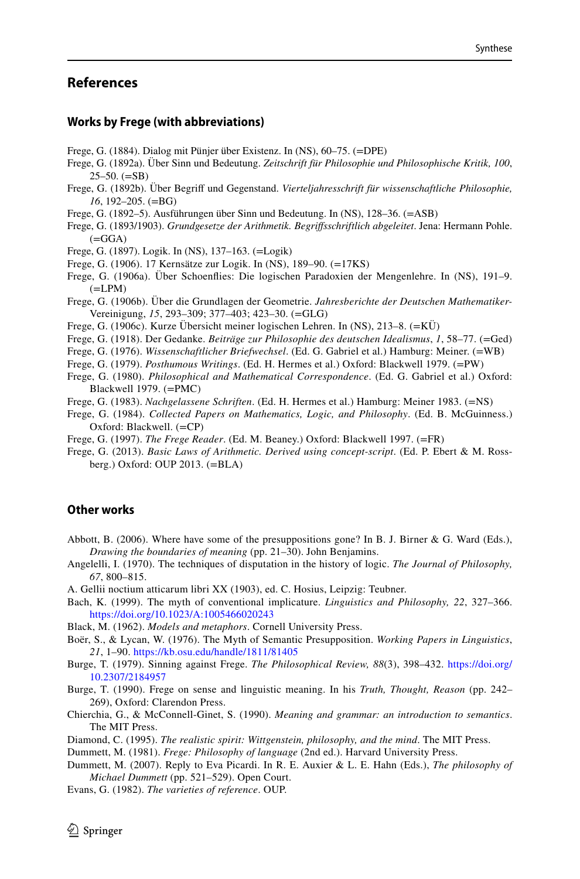## References

### Works by Frege (with abbreviations)

Frege, G. (1884). Dialog mit Pünjer über Existenz. In (NS), 60–75. (=DPE)

Frege, G. (1892a). Über Sinn und Bedeutung. *Zeitschrift für Philosophie und Philosophische Kritik, 100*, 25–50. (=SB)

Frege, G. (1892b). Über Begriff und Gegenstand. *Vierteljahresschrift für wissenschaftliche Philosophie, 16*, 192–205. (=BG)

Frege, G. (1892–5). Ausführungen über Sinn und Bedeutung. In (NS), 128–36. (=ASB)

Frege, G. (1893/1903). *Grundgesetze der Arithmetik. Begriffsschriftlich abgeleitet*. Jena: Hermann Pohle. (=GGA)

Frege, G. (1897). Logik. In (NS), 137–163. (=Logik)

Frege, G. (1906). 17 Kernsätze zur Logik. In (NS), 189–90. (=17KS)

Frege, G. (1906a). Über Schoenflies: Die logischen Paradoxien der Mengenlehre. In (NS), 191–9. (=LPM)

Frege, G. (1906b). Über die Grundlagen der Geometrie. *Jahresberichte der Deutschen Mathematiker-Vereinigung*, *15*, 293–309; 377–403; 423–30. (=GLG)

Frege, G. (1906c). Kurze Übersicht meiner logischen Lehren. In (NS), 213–8. (=KÜ)

Frege, G. (1918). Der Gedanke. *Beiträge zur Philosophie des deutschen Idealismus*, *1*, 58–77. (=Ged)

Frege, G. (1976). *Wissenschaftlicher Briefwechsel*. (Ed. G. Gabriel et al.) Hamburg: Meiner. (=WB)

Frege, G. (1979). *Posthumous Writings*. (Ed. H. Hermes et al.) Oxford: Blackwell 1979. (=PW)

Frege, G. (1980). *Philosophical and Mathematical Correspondence*. (Ed. G. Gabriel et al.) Oxford: Blackwell 1979. (=PMC)

Frege, G. (1983). *Nachgelassene Schriften*. (Ed. H. Hermes et al.) Hamburg: Meiner 1983. (=NS)

Frege, G. (1984). *Collected Papers on Mathematics, Logic, and Philosophy*. (Ed. B. McGuinness.) Oxford: Blackwell. (=CP)

Frege, G. (1997). *The Frege Reader*. (Ed. M. Beaney.) Oxford: Blackwell 1997. (=FR)

Frege, G. (2013). *Basic Laws of Arithmetic. Derived using concept-script*. (Ed. P. Ebert & M. Rossberg.) Oxford: OUP 2013. (=BLA)

### Other works

Abbott, B. (2006). Where have some of the presuppositions gone? In B. J. Birner & G. Ward (Eds.), *Drawing the boundaries of meaning* (pp. 21–30). John Benjamins.

Angelelli, I. (1970). The techniques of disputation in the history of logic. *The Journal of Philosophy, 67*, 800–815.

A. Gellii noctium atticarum libri XX (1903), ed. C. Hosius, Leipzig: Teubner.

Bach, K. (1999). The myth of conventional implicature. *Linguistics and Philosophy, 22*, 327–366. https://doi.org/10.1023/A:1005466020243

Black, M. (1962). *Models and metaphors*. Cornell University Press.

Boër, S., & Lycan, W. (1976). The Myth of Semantic Presupposition. *Working Papers in Linguistics*, *21*, 1–90. https://kb.osu.edu/handle/1811/81405

Burge, T. (1979). Sinning against Frege. *The Philosophical Review, 88*(3), 398–432. https://doi.org/10.2307/2184957

Burge, T. (1990). Frege on sense and linguistic meaning. In his *Truth, Thought, Reason* (pp. 242–269), Oxford: Clarendon Press.

Chierchia, G., & McConnell-Ginet, S. (1990). *Meaning and grammar: an introduction to semantics*. The MIT Press.

Diamond, C. (1995). *The realistic spirit: Wittgenstein, philosophy, and the mind*. The MIT Press.

Dummett, M. (1981). *Frege: Philosophy of language* (2nd ed.). Harvard University Press.

Dummett, M. (2007). Reply to Eva Picardi. In R. E. Auxier & L. E. Hahn (Eds.), *The philosophy of Michael Dummett* (pp. 521–529). Open Court.

Evans, G. (1982). *The varieties of reference*. OUP.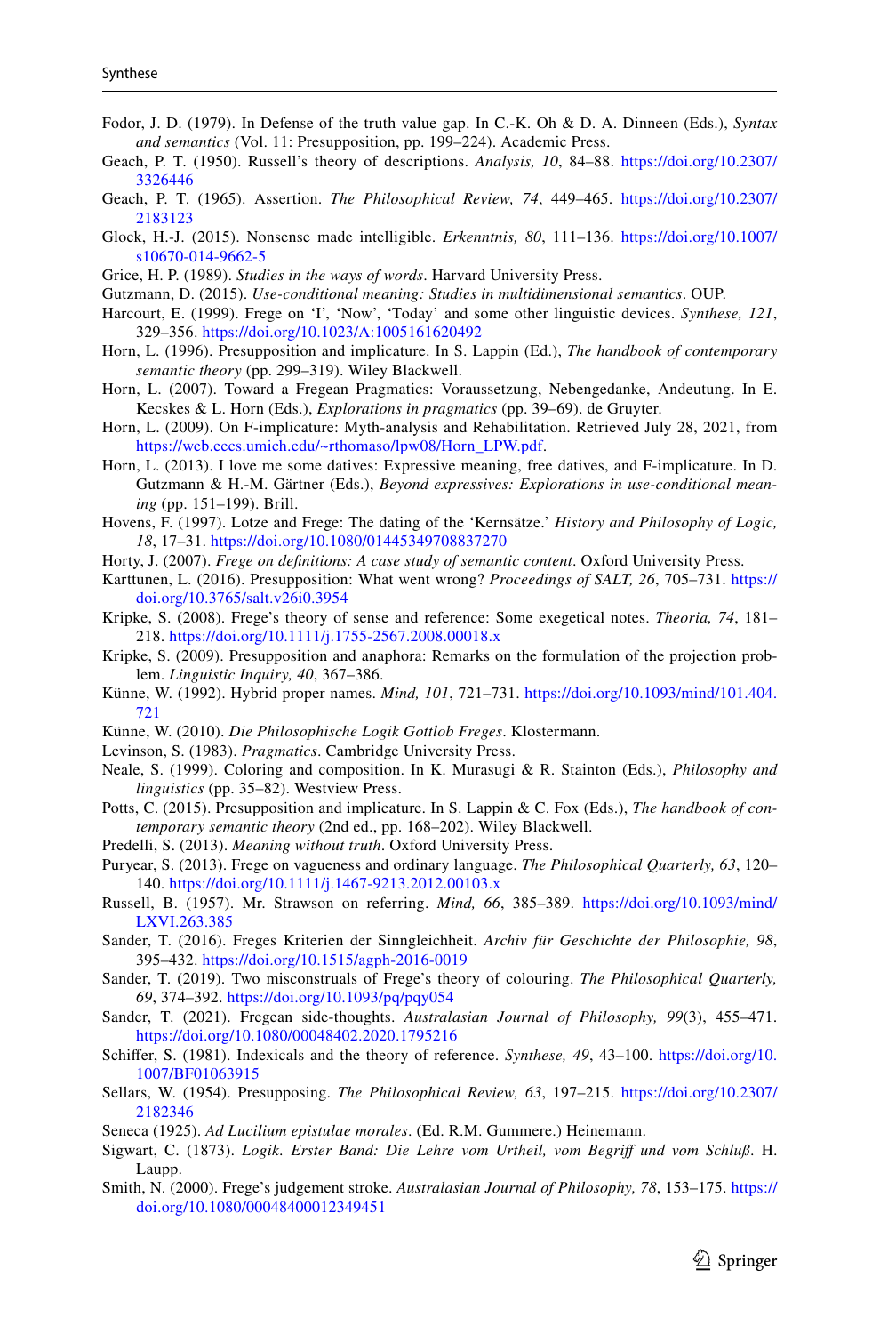Fodor, J. D. (1979). In Defense of the truth value gap. In C.-K. Oh & D. A. Dinneen (Eds.), *Syntax and semantics* (Vol. 11: Presupposition, pp. 199–224). Academic Press.

Geach, P. T. (1950). Russell's theory of descriptions. *Analysis, 10*, 84–88. https://doi.org/10.2307/3326446

Geach, P. T. (1965). Assertion. *The Philosophical Review, 74*, 449–465. https://doi.org/10.2307/2183123

Glock, H.-J. (2015). Nonsense made intelligible. *Erkenntnis, 80*, 111–136. https://doi.org/10.1007/s10670-014-9662-5

Grice, H. P. (1989). *Studies in the ways of words*. Harvard University Press.

Gutzmann, D. (2015). *Use-conditional meaning: Studies in multidimensional semantics*. OUP.

Harcourt, E. (1999). Frege on 'I', 'Now', 'Today' and some other linguistic devices. *Synthese, 121*, 329–356. https://doi.org/10.1023/A:1005161620492

Horn, L. (1996). Presupposition and implicature. In S. Lappin (Ed.), *The handbook of contemporary semantic theory* (pp. 299–319). Wiley Blackwell.

Horn, L. (2007). Toward a Fregean Pragmatics: Voraussetzung, Nebengedanke, Andeutung. In E. Kecskes & L. Horn (Eds.), *Explorations in pragmatics* (pp. 39–69). de Gruyter.

Horn, L. (2009). On F-implicature: Myth-analysis and Rehabilitation. Retrieved July 28, 2021, from https://web.eecs.umich.edu/~rthomaso/lpw08/Horn_LPW.pdf.

Horn, L. (2013). I love me some datives: Expressive meaning, free datives, and F-implicature. In D. Gutzmann & H.-M. Gärtner (Eds.), *Beyond expressives: Explorations in use-conditional meaning* (pp. 151–199). Brill.

Hovens, F. (1997). Lotze and Frege: The dating of the 'Kernsätze.' *History and Philosophy of Logic, 18*, 17–31. https://doi.org/10.1080/01445349708837270

Horty, J. (2007). *Frege on definitions: A case study of semantic content*. Oxford University Press.

Karttunen, L. (2016). Presupposition: What went wrong? *Proceedings of SALT, 26*, 705–731. https://doi.org/10.3765/salt.v26i0.3954

Kripke, S. (2008). Frege's theory of sense and reference: Some exegetical notes. *Theoria, 74*, 181–218. https://doi.org/10.1111/j.1755-2567.2008.00018.x

Kripke, S. (2009). Presupposition and anaphora: Remarks on the formulation of the projection problem. *Linguistic Inquiry, 40*, 367–386.

Künne, W. (1992). Hybrid proper names. *Mind, 101*, 721–731. https://doi.org/10.1093/mind/101.404.721

Künne, W. (2010). *Die Philosophische Logik Gottlob Freges*. Klostermann.

Levinson, S. (1983). *Pragmatics*. Cambridge University Press.

Neale, S. (1999). Coloring and composition. In K. Murasugi & R. Stainton (Eds.), *Philosophy and linguistics* (pp. 35–82). Westview Press.

Potts, C. (2015). Presupposition and implicature. In S. Lappin & C. Fox (Eds.), *The handbook of contemporary semantic theory* (2nd ed., pp. 168–202). Wiley Blackwell.

Predelli, S. (2013). *Meaning without truth*. Oxford University Press.

Puryear, S. (2013). Frege on vagueness and ordinary language. *The Philosophical Quarterly, 63*, 120–140. https://doi.org/10.1111/j.1467-9213.2012.00103.x

Russell, B. (1957). Mr. Strawson on referring. *Mind, 66*, 385–389. https://doi.org/10.1093/mind/LXVI.263.385

Sander, T. (2016). Freges Kriterien der Sinngleichheit. *Archiv für Geschichte der Philosophie, 98*, 395–432. https://doi.org/10.1515/agph-2016-0019

Sander, T. (2019). Two misconstruals of Frege's theory of colouring. *The Philosophical Quarterly, 69*, 374–392. https://doi.org/10.1093/pq/pqy054

Sander, T. (2021). Fregean side-thoughts. *Australasian Journal of Philosophy, 99*(3), 455–471. https://doi.org/10.1080/00048402.2020.1795216

Schiffer, S. (1981). Indexicals and the theory of reference. *Synthese, 49*, 43–100. https://doi.org/10.1007/BF01063915

Sellars, W. (1954). Presupposing. *The Philosophical Review, 63*, 197–215. https://doi.org/10.2307/2182346

Seneca (1925). *Ad Lucilium epistulae morales*. (Ed. R.M. Gummere.) Heinemann.

Sigwart, C. (1873). *Logik. Erster Band: Die Lehre vom Urtheil, vom Begriff und vom Schluß*. H. Laupp.

Smith, N. (2000). Frege's judgement stroke. *Australasian Journal of Philosophy, 78*, 153–175. https://doi.org/10.1080/00048400012349451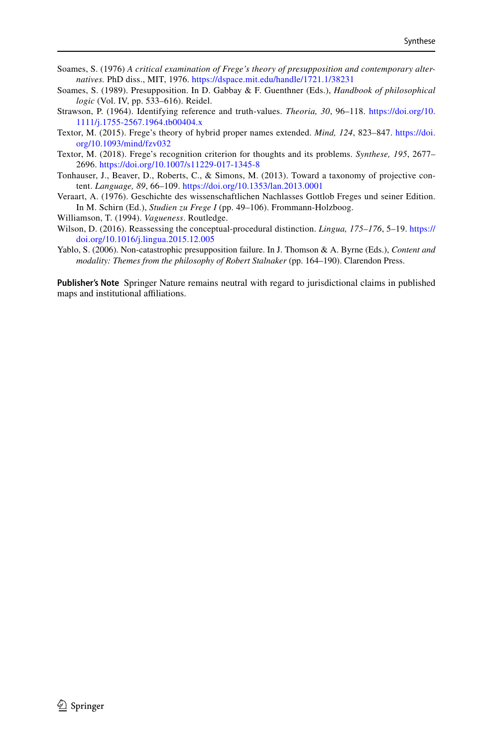Soames, S. (1976) *A critical examination of Frege's theory of presupposition and contemporary alternatives*. PhD diss., MIT, 1976. https://dspace.mit.edu/handle/1721.1/38231

Soames, S. (1989). Presupposition. In D. Gabbay & F. Guenthner (Eds.), *Handbook of philosophical logic* (Vol. IV, pp. 533–616). Reidel.

Strawson, P. (1964). Identifying reference and truth-values. *Theoria, 30*, 96–118. https://doi.org/10.1111/j.1755-2567.1964.tb00404.x

Textor, M. (2015). Frege's theory of hybrid proper names extended. *Mind, 124*, 823–847. https://doi.org/10.1093/mind/fzv032

Textor, M. (2018). Frege's recognition criterion for thoughts and its problems. *Synthese, 195*, 2677–2696. https://doi.org/10.1007/s11229-017-1345-8

Tonhauser, J., Beaver, D., Roberts, C., & Simons, M. (2013). Toward a taxonomy of projective content. *Language, 89*, 66–109. https://doi.org/10.1353/lan.2013.0001

Veraart, A. (1976). Geschichte des wissenschaftlichen Nachlasses Gottlob Freges und seiner Edition. In M. Schirn (Ed.), *Studien zu Frege I* (pp. 49–106). Frommann-Holzboog.

Williamson, T. (1994). *Vagueness*. Routledge.

Wilson, D. (2016). Reassessing the conceptual-procedural distinction. *Lingua, 175–176*, 5–19. https://doi.org/10.1016/j.lingua.2015.12.005

Yablo, S. (2006). Non-catastrophic presupposition failure. In J. Thomson & A. Byrne (Eds.), *Content and modality: Themes from the philosophy of Robert Stalnaker* (pp. 164–190). Clarendon Press.

**Publisher's Note** Springer Nature remains neutral with regard to jurisdictional claims in published maps and institutional affiliations.